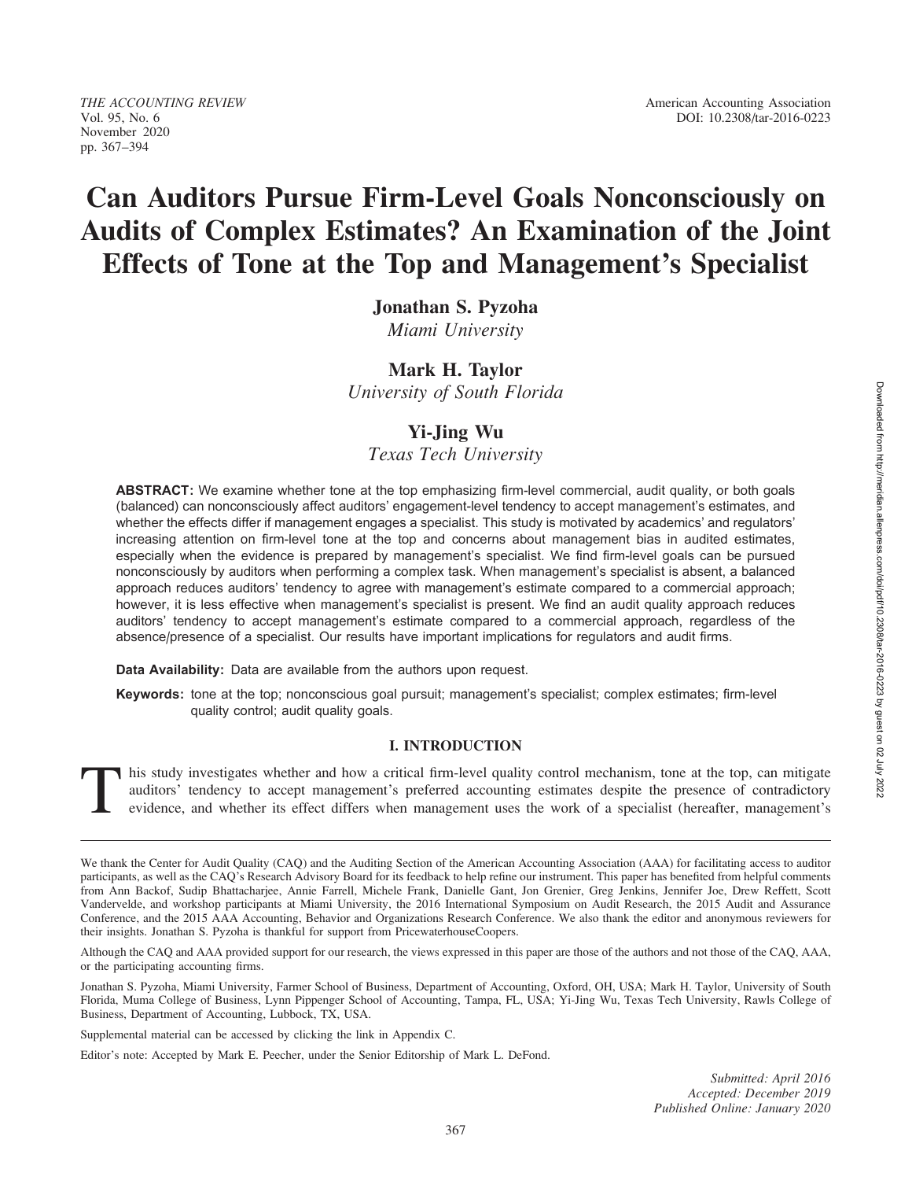# Can Auditors Pursue Firm-Level Goals Nonconsciously on Audits of Complex Estimates? An Examination of the Joint Effects of Tone at the Top and Management's Specialist

**Jonathan S. Pyzoha**
*Miami University*

**Mark H. Taylor**
*University of South Florida*

**Yi-Jing Wu**
*Texas Tech University*

**ABSTRACT:** We examine whether tone at the top emphasizing firm-level commercial, audit quality, or both goals (balanced) can nonconsciously affect auditors' engagement-level tendency to accept management's estimates, and whether the effects differ if management engages a specialist. This study is motivated by academics' and regulators' increasing attention on firm-level tone at the top and concerns about management bias in audited estimates, especially when the evidence is prepared by management's specialist. We find firm-level goals can be pursued nonconsciously by auditors when performing a complex task. When management's specialist is absent, a balanced approach reduces auditors' tendency to agree with management's estimate compared to a commercial approach; however, it is less effective when management's specialist is present. We find an audit quality approach reduces auditors' tendency to accept management's estimate compared to a commercial approach, regardless of the absence/presence of a specialist. Our results have important implications for regulators and audit firms.

**Data Availability:** Data are available from the authors upon request.

**Keywords:** tone at the top; nonconscious goal pursuit; management's specialist; complex estimates; firm-level quality control; audit quality goals.

## I. INTRODUCTION

This study investigates whether and how a critical firm-level quality control mechanism, tone at the top, can mitigate auditors' tendency to accept management's preferred accounting estimates despite the presence of contradictory evidence, and whether its effect differs when management uses the work of a specialist (hereafter, management's

---

We thank the Center for Audit Quality (CAQ) and the Auditing Section of the American Accounting Association (AAA) for facilitating access to auditor participants, as well as the CAQ's Research Advisory Board for its feedback to help refine our instrument. This paper has benefited from helpful comments from Ann Backof, Sudip Bhattacharjee, Annie Farrell, Michele Frank, Danielle Gant, Jon Grenier, Greg Jenkins, Jennifer Joe, Drew Reffett, Scott Vandervelde, and workshop participants at Miami University, the 2016 International Symposium on Audit Research, the 2015 Audit and Assurance Conference, and the 2015 AAA Accounting, Behavior and Organizations Research Conference. We also thank the editor and anonymous reviewers for their insights. Jonathan S. Pyzoha is thankful for support from PricewaterhouseCoopers.

Although the CAQ and AAA provided support for our research, the views expressed in this paper are those of the authors and not those of the CAQ, AAA, or the participating accounting firms.

Jonathan S. Pyzoha, Miami University, Farmer School of Business, Department of Accounting, Oxford, OH, USA; Mark H. Taylor, University of South Florida, Muma College of Business, Lynn Pippenger School of Accounting, Tampa, FL, USA; Yi-Jing Wu, Texas Tech University, Rawls College of Business, Department of Accounting, Lubbock, TX, USA.

Supplemental material can be accessed by clicking the link in Appendix C.

Editor's note: Accepted by Mark E. Peecher, under the Senior Editorship of Mark L. DeFond.

*Submitted: April 2016*
*Accepted: December 2019*
*Published Online: January 2020*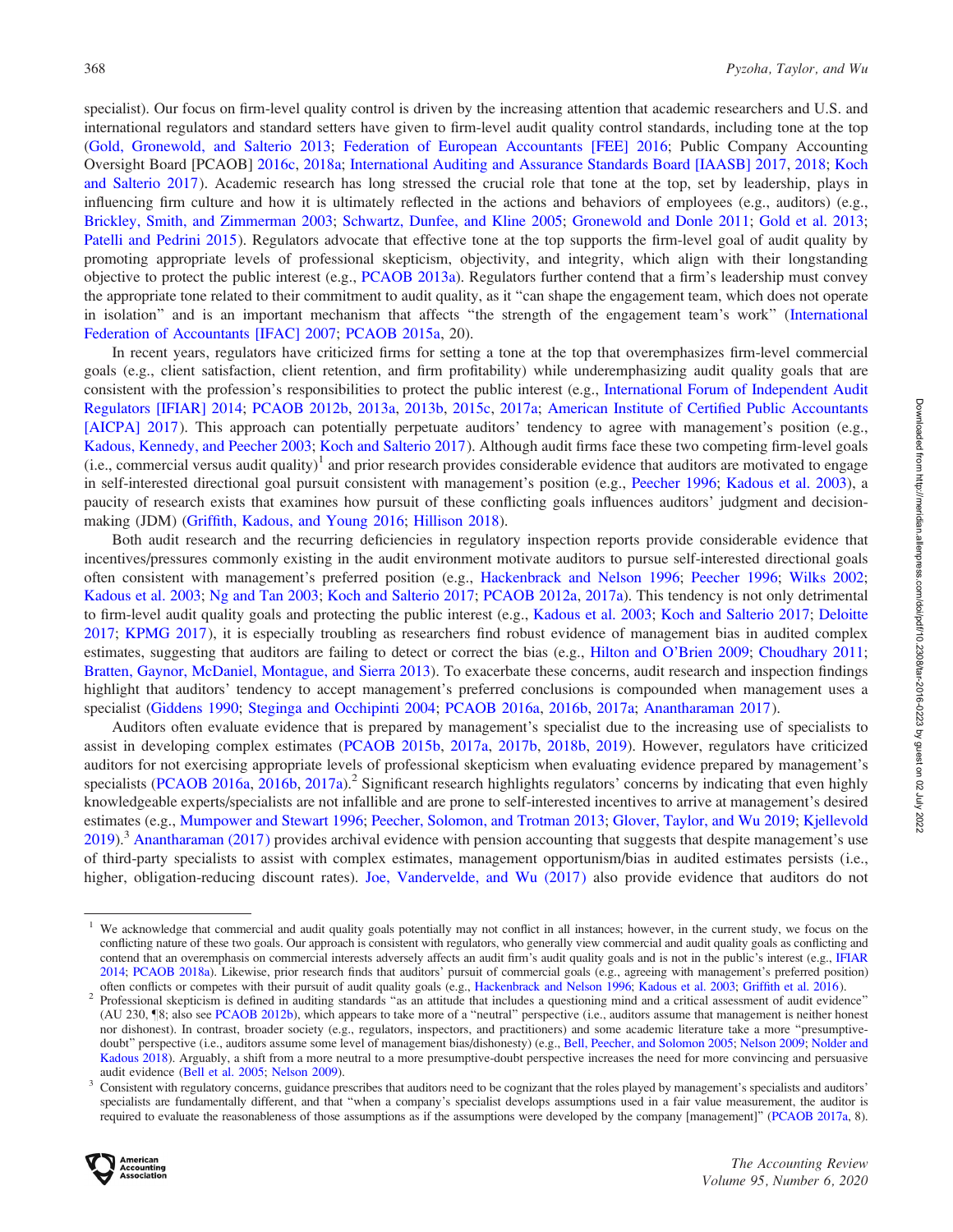specialist). Our focus on firm-level quality control is driven by the increasing attention that academic researchers and U.S. and international regulators and standard setters have given to firm-level audit quality control standards, including tone at the top (Gold, Gronewold, and Salterio 2013; Federation of European Accountants [FEE] 2016; Public Company Accounting Oversight Board [PCAOB] 2016c, 2018a; International Auditing and Assurance Standards Board [IAASB] 2017, 2018; Koch and Salterio 2017). Academic research has long stressed the crucial role that tone at the top, set by leadership, plays in influencing firm culture and how it is ultimately reflected in the actions and behaviors of employees (e.g., auditors) (e.g., Brickley, Smith, and Zimmerman 2003; Schwartz, Dunfee, and Kline 2005; Gronewold and Donle 2011; Gold et al. 2013; Patelli and Pedrini 2015). Regulators advocate that effective tone at the top supports the firm-level goal of audit quality by promoting appropriate levels of professional skepticism, objectivity, and integrity, which align with their longstanding objective to protect the public interest (e.g., PCAOB 2013a). Regulators further contend that a firm's leadership must convey the appropriate tone related to their commitment to audit quality, as it "can shape the engagement team, which does not operate in isolation" and is an important mechanism that affects "the strength of the engagement team's work" (International Federation of Accountants [IFAC] 2007; PCAOB 2015a, 20).

In recent years, regulators have criticized firms for setting a tone at the top that overemphasizes firm-level commercial goals (e.g., client satisfaction, client retention, and firm profitability) while underemphasizing audit quality goals that are consistent with the profession's responsibilities to protect the public interest (e.g., International Forum of Independent Audit Regulators [IFIAR] 2014; PCAOB 2012b, 2013a, 2013b, 2015c, 2017a; American Institute of Certified Public Accountants [AICPA] 2017). This approach can potentially perpetuate auditors' tendency to agree with management's position (e.g., Kadous, Kennedy, and Peecher 2003; Koch and Salterio 2017). Although audit firms face these two competing firm-level goals (i.e., commercial versus audit quality)[1] and prior research provides considerable evidence that auditors are motivated to engage in self-interested directional goal pursuit consistent with management's position (e.g., Peecher 1996; Kadous et al. 2003), a paucity of research exists that examines how pursuit of these conflicting goals influences auditors' judgment and decision-making (JDM) (Griffith, Kadous, and Young 2016; Hillison 2018).

Both audit research and the recurring deficiencies in regulatory inspection reports provide considerable evidence that incentives/pressures commonly existing in the audit environment motivate auditors to pursue self-interested directional goals often consistent with management's preferred position (e.g., Hackenbrack and Nelson 1996; Peecher 1996; Wilks 2002; Kadous et al. 2003; Ng and Tan 2003; Koch and Salterio 2017; PCAOB 2012a, 2017a). This tendency is not only detrimental to firm-level audit quality goals and protecting the public interest (e.g., Kadous et al. 2003; Koch and Salterio 2017; Deloitte 2017; KPMG 2017), it is especially troubling as researchers find robust evidence of management bias in audited complex estimates, suggesting that auditors are failing to detect or correct the bias (e.g., Hilton and O'Brien 2009; Choudhary 2011; Bratten, Gaynor, McDaniel, Montague, and Sierra 2013). To exacerbate these concerns, audit research and inspection findings highlight that auditors' tendency to accept management's preferred conclusions is compounded when management uses a specialist (Giddens 1990; Steginga and Occhipinti 2004; PCAOB 2016a, 2016b, 2017a; Anantharaman 2017).

Auditors often evaluate evidence that is prepared by management's specialist due to the increasing use of specialists to assist in developing complex estimates (PCAOB 2015b, 2017a, 2017b, 2018b, 2019). However, regulators have criticized auditors for not exercising appropriate levels of professional skepticism when evaluating evidence prepared by management's specialists (PCAOB 2016a, 2016b, 2017a).[2] Significant research highlights regulators' concerns by indicating that even highly knowledgeable experts/specialists are not infallible and are prone to self-interested incentives to arrive at management's desired estimates (e.g., Mumpower and Stewart 1996; Peecher, Solomon, and Trotman 2013; Glover, Taylor, and Wu 2019; Kjellevold 2019).[3] Anantharaman (2017) provides archival evidence with pension accounting that suggests that despite management's use of third-party specialists to assist with complex estimates, management opportunism/bias in audited estimates persists (i.e., higher, obligation-reducing discount rates). Joe, Vandervelde, and Wu (2017) also provide evidence that auditors do not

---

[1] We acknowledge that commercial and audit quality goals potentially may not conflict in all instances; however, in the current study, we focus on the conflicting nature of these two goals. Our approach is consistent with regulators, who generally view commercial and audit quality goals as conflicting and contend that an overemphasis on commercial interests adversely affects an audit firm's audit quality goals and is not in the public's interest (e.g., IFIAR 2014; PCAOB 2018a). Likewise, prior research finds that auditors' pursuit of commercial goals (e.g., agreeing with management's preferred position) often conflicts or competes with their pursuit of audit quality goals (e.g., Hackenbrack and Nelson 1996; Kadous et al. 2003; Griffith et al. 2016).

[2] Professional skepticism is defined in auditing standards "as an attitude that includes a questioning mind and a critical assessment of audit evidence" (AU 230, ¶8; also see PCAOB 2012b), which appears to take more of a "neutral" perspective (i.e., auditors assume that management is neither honest nor dishonest). In contrast, broader society (e.g., regulators, inspectors, and practitioners) and some academic literature take a more "presumptive-doubt" perspective (i.e., auditors assume some level of management bias/dishonesty) (e.g., Bell, Peecher, and Solomon 2005; Nelson 2009; Nolder and Kadous 2018). Arguably, a shift from a more neutral to a more presumptive-doubt perspective increases the need for more convincing and persuasive audit evidence (Bell et al. 2005; Nelson 2009).

[3] Consistent with regulatory concerns, guidance prescribes that auditors need to be cognizant that the roles played by management's specialists and auditors' specialists are fundamentally different, and that "when a company's specialist develops assumptions used in a fair value measurement, the auditor is required to evaluate the reasonableness of those assumptions as if the assumptions were developed by the company [management]" (PCAOB 2017a, 8).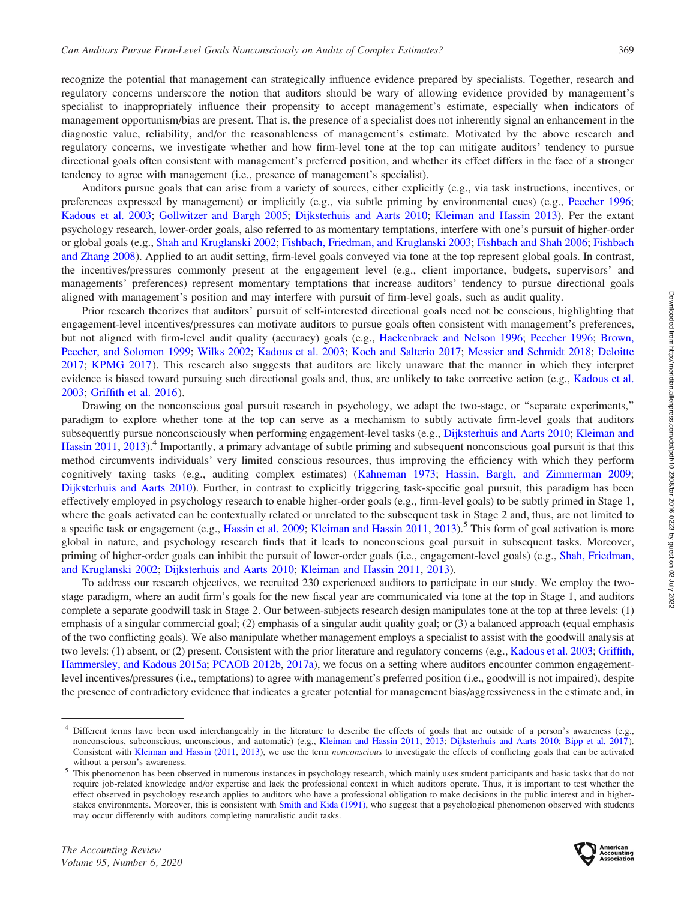recognize the potential that management can strategically influence evidence prepared by specialists. Together, research and regulatory concerns underscore the notion that auditors should be wary of allowing evidence provided by management's specialist to inappropriately influence their propensity to accept management's estimate, especially when indicators of management opportunism/bias are present. That is, the presence of a specialist does not inherently signal an enhancement in the diagnostic value, reliability, and/or the reasonableness of management's estimate. Motivated by the above research and regulatory concerns, we investigate whether and how firm-level tone at the top can mitigate auditors' tendency to pursue directional goals often consistent with management's preferred position, and whether its effect differs in the face of a stronger tendency to agree with management (i.e., presence of management's specialist).

Auditors pursue goals that can arise from a variety of sources, either explicitly (e.g., via task instructions, incentives, or preferences expressed by management) or implicitly (e.g., via subtle priming by environmental cues) (e.g., Peecher 1996; Kadous et al. 2003; Gollwitzer and Bargh 2005; Dijksterhuis and Aarts 2010; Kleiman and Hassin 2013). Per the extant psychology research, lower-order goals, also referred to as momentary temptations, interfere with one's pursuit of higher-order or global goals (e.g., Shah and Kruglanski 2002; Fishbach, Friedman, and Kruglanski 2003; Fishbach and Shah 2006; Fishbach and Zhang 2008). Applied to an audit setting, firm-level goals conveyed via tone at the top represent global goals. In contrast, the incentives/pressures commonly present at the engagement level (e.g., client importance, budgets, supervisors' and managements' preferences) represent momentary temptations that increase auditors' tendency to pursue directional goals aligned with management's position and may interfere with pursuit of firm-level goals, such as audit quality.

Prior research theorizes that auditors' pursuit of self-interested directional goals need not be conscious, highlighting that engagement-level incentives/pressures can motivate auditors to pursue goals often consistent with management's preferences, but not aligned with firm-level audit quality (accuracy) goals (e.g., Hackenbrack and Nelson 1996; Peecher 1996; Brown, Peecher, and Solomon 1999; Wilks 2002; Kadous et al. 2003; Koch and Salterio 2017; Messier and Schmidt 2018; Deloitte 2017; KPMG 2017). This research also suggests that auditors are likely unaware that the manner in which they interpret evidence is biased toward pursuing such directional goals and, thus, are unlikely to take corrective action (e.g., Kadous et al. 2003; Griffith et al. 2016).

Drawing on the nonconscious goal pursuit research in psychology, we adapt the two-stage, or "separate experiments," paradigm to explore whether tone at the top can serve as a mechanism to subtly activate firm-level goals that auditors subsequently pursue nonconsciously when performing engagement-level tasks (e.g., Dijksterhuis and Aarts 2010; Kleiman and Hassin 2011, 2013).[4] Importantly, a primary advantage of subtle priming and subsequent nonconscious goal pursuit is that this method circumvents individuals' very limited conscious resources, thus improving the efficiency with which they perform cognitively taxing tasks (e.g., auditing complex estimates) (Kahneman 1973; Hassin, Bargh, and Zimmerman 2009; Dijksterhuis and Aarts 2010). Further, in contrast to explicitly triggering task-specific goal pursuit, this paradigm has been effectively employed in psychology research to enable higher-order goals (e.g., firm-level goals) to be subtly primed in Stage 1, where the goals activated can be contextually related or unrelated to the subsequent task in Stage 2 and, thus, are not limited to a specific task or engagement (e.g., Hassin et al. 2009; Kleiman and Hassin 2011, 2013).[5] This form of goal activation is more global in nature, and psychology research finds that it leads to nonconscious goal pursuit in subsequent tasks. Moreover, priming of higher-order goals can inhibit the pursuit of lower-order goals (i.e., engagement-level goals) (e.g., Shah, Friedman, and Kruglanski 2002; Dijksterhuis and Aarts 2010; Kleiman and Hassin 2011, 2013).

To address our research objectives, we recruited 230 experienced auditors to participate in our study. We employ the two-stage paradigm, where an audit firm's goals for the new fiscal year are communicated via tone at the top in Stage 1, and auditors complete a separate goodwill task in Stage 2. Our between-subjects research design manipulates tone at the top at three levels: (1) emphasis of a singular commercial goal; (2) emphasis of a singular audit quality goal; or (3) a balanced approach (equal emphasis of the two conflicting goals). We also manipulate whether management employs a specialist to assist with the goodwill analysis at two levels: (1) absent, or (2) present. Consistent with the prior literature and regulatory concerns (e.g., Kadous et al. 2003; Griffith, Hammersley, and Kadous 2015a; PCAOB 2012b, 2017a), we focus on a setting where auditors encounter common engagement-level incentives/pressures (i.e., temptations) to agree with management's preferred position (i.e., goodwill is not impaired), despite the presence of contradictory evidence that indicates a greater potential for management bias/aggressiveness in the estimate and, in

[4] Different terms have been used interchangeably in the literature to describe the effects of goals that are outside of a person's awareness (e.g., nonconscious, subconscious, unconscious, and automatic) (e.g., Kleiman and Hassin 2011, 2013; Dijksterhuis and Aarts 2010; Bipp et al. 2017). Consistent with Kleiman and Hassin (2011, 2013), we use the term *nonconscious* to investigate the effects of conflicting goals that can be activated without a person's awareness.

[5] This phenomenon has been observed in numerous instances in psychology research, which mainly uses student participants and basic tasks that do not require job-related knowledge and/or expertise and lack the professional context in which auditors operate. Thus, it is important to test whether the effect observed in psychology research applies to auditors who have a professional obligation to make decisions in the public interest and in higher-stakes environments. Moreover, this is consistent with Smith and Kida (1991), who suggest that a psychological phenomenon observed with students may occur differently with auditors completing naturalistic audit tasks.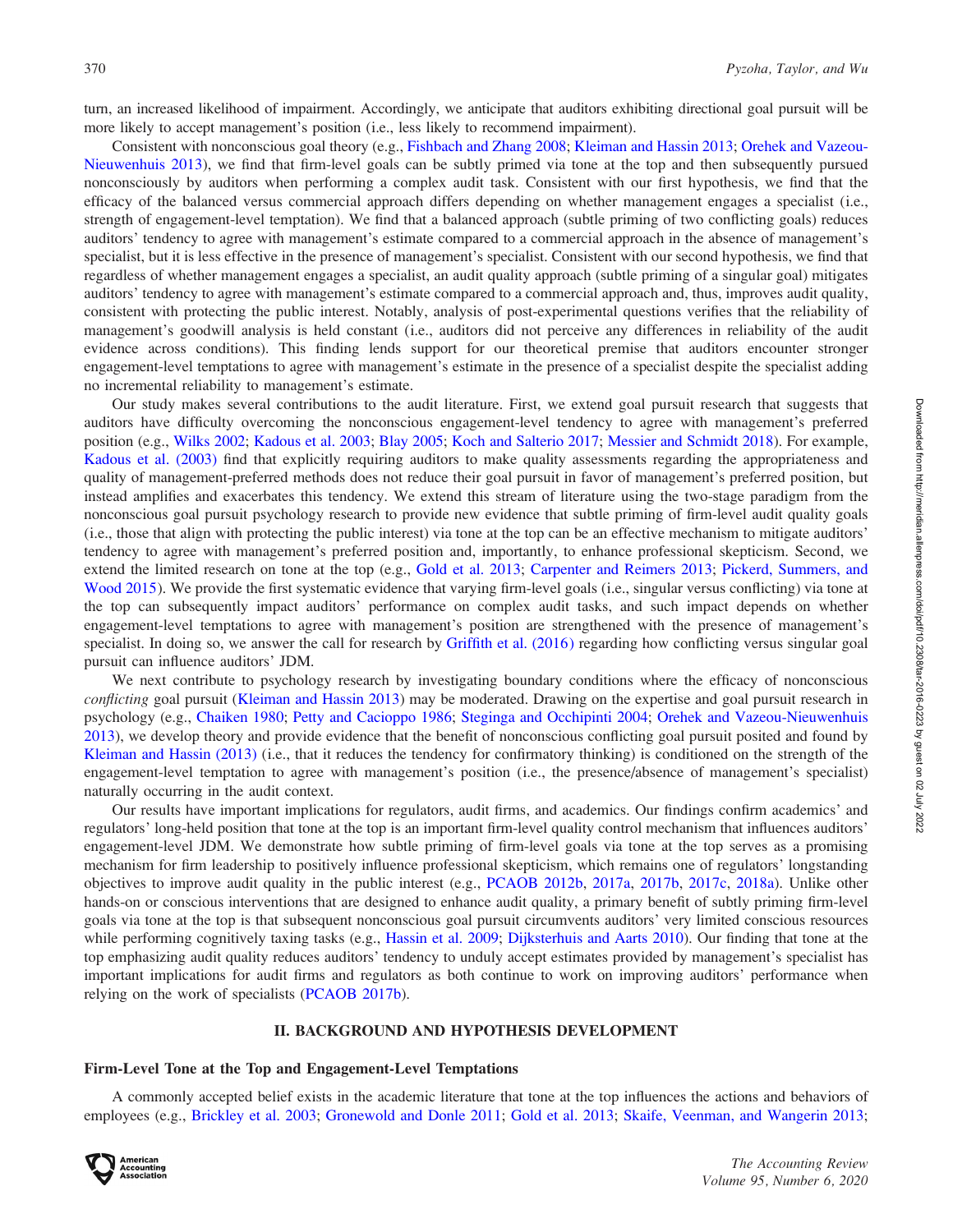turn, an increased likelihood of impairment. Accordingly, we anticipate that auditors exhibiting directional goal pursuit will be more likely to accept management's position (i.e., less likely to recommend impairment).

Consistent with nonconscious goal theory (e.g., Fishbach and Zhang 2008; Kleiman and Hassin 2013; Orehek and Vazeou-Nieuwenhuis 2013), we find that firm-level goals can be subtly primed via tone at the top and then subsequently pursued nonconsciously by auditors when performing a complex audit task. Consistent with our first hypothesis, we find that the efficacy of the balanced versus commercial approach differs depending on whether management engages a specialist (i.e., strength of engagement-level temptation). We find that a balanced approach (subtle priming of two conflicting goals) reduces auditors' tendency to agree with management's estimate compared to a commercial approach in the absence of management's specialist, but it is less effective in the presence of management's specialist. Consistent with our second hypothesis, we find that regardless of whether management engages a specialist, an audit quality approach (subtle priming of a singular goal) mitigates auditors' tendency to agree with management's estimate compared to a commercial approach and, thus, improves audit quality, consistent with protecting the public interest. Notably, analysis of post-experimental questions verifies that the reliability of management's goodwill analysis is held constant (i.e., auditors did not perceive any differences in reliability of the audit evidence across conditions). This finding lends support for our theoretical premise that auditors encounter stronger engagement-level temptations to agree with management's estimate in the presence of a specialist despite the specialist adding no incremental reliability to management's estimate.

Our study makes several contributions to the audit literature. First, we extend goal pursuit research that suggests that auditors have difficulty overcoming the nonconscious engagement-level tendency to agree with management's preferred position (e.g., Wilks 2002; Kadous et al. 2003; Blay 2005; Koch and Salterio 2017; Messier and Schmidt 2018). For example, Kadous et al. (2003) find that explicitly requiring auditors to make quality assessments regarding the appropriateness and quality of management-preferred methods does not reduce their goal pursuit in favor of management's preferred position, but instead amplifies and exacerbates this tendency. We extend this stream of literature using the two-stage paradigm from the nonconscious goal pursuit psychology research to provide new evidence that subtle priming of firm-level audit quality goals (i.e., those that align with protecting the public interest) via tone at the top can be an effective mechanism to mitigate auditors' tendency to agree with management's preferred position and, importantly, to enhance professional skepticism. Second, we extend the limited research on tone at the top (e.g., Gold et al. 2013; Carpenter and Reimers 2013; Pickerd, Summers, and Wood 2015). We provide the first systematic evidence that varying firm-level goals (i.e., singular versus conflicting) via tone at the top can subsequently impact auditors' performance on complex audit tasks, and such impact depends on whether engagement-level temptations to agree with management's position are strengthened with the presence of management's specialist. In doing so, we answer the call for research by Griffith et al. (2016) regarding how conflicting versus singular goal pursuit can influence auditors' JDM.

We next contribute to psychology research by investigating boundary conditions where the efficacy of nonconscious *conflicting* goal pursuit (Kleiman and Hassin 2013) may be moderated. Drawing on the expertise and goal pursuit research in psychology (e.g., Chaiken 1980; Petty and Cacioppo 1986; Steginga and Occhipinti 2004; Orehek and Vazeou-Nieuwenhuis 2013), we develop theory and provide evidence that the benefit of nonconscious conflicting goal pursuit posited and found by Kleiman and Hassin (2013) (i.e., that it reduces the tendency for confirmatory thinking) is conditioned on the strength of the engagement-level temptation to agree with management's position (i.e., the presence/absence of management's specialist) naturally occurring in the audit context.

Our results have important implications for regulators, audit firms, and academics. Our findings confirm academics' and regulators' long-held position that tone at the top is an important firm-level quality control mechanism that influences auditors' engagement-level JDM. We demonstrate how subtle priming of firm-level goals via tone at the top serves as a promising mechanism for firm leadership to positively influence professional skepticism, which remains one of regulators' longstanding objectives to improve audit quality in the public interest (e.g., PCAOB 2012b, 2017a, 2017b, 2017c, 2018a). Unlike other hands-on or conscious interventions that are designed to enhance audit quality, a primary benefit of subtly priming firm-level goals via tone at the top is that subsequent nonconscious goal pursuit circumvents auditors' very limited conscious resources while performing cognitively taxing tasks (e.g., Hassin et al. 2009; Dijksterhuis and Aarts 2010). Our finding that tone at the top emphasizing audit quality reduces auditors' tendency to unduly accept estimates provided by management's specialist has important implications for audit firms and regulators as both continue to work on improving auditors' performance when relying on the work of specialists (PCAOB 2017b).

## II. BACKGROUND AND HYPOTHESIS DEVELOPMENT

### Firm-Level Tone at the Top and Engagement-Level Temptations

A commonly accepted belief exists in the academic literature that tone at the top influences the actions and behaviors of employees (e.g., Brickley et al. 2003; Gronewold and Donle 2011; Gold et al. 2013; Skaife, Veenman, and Wangerin 2013;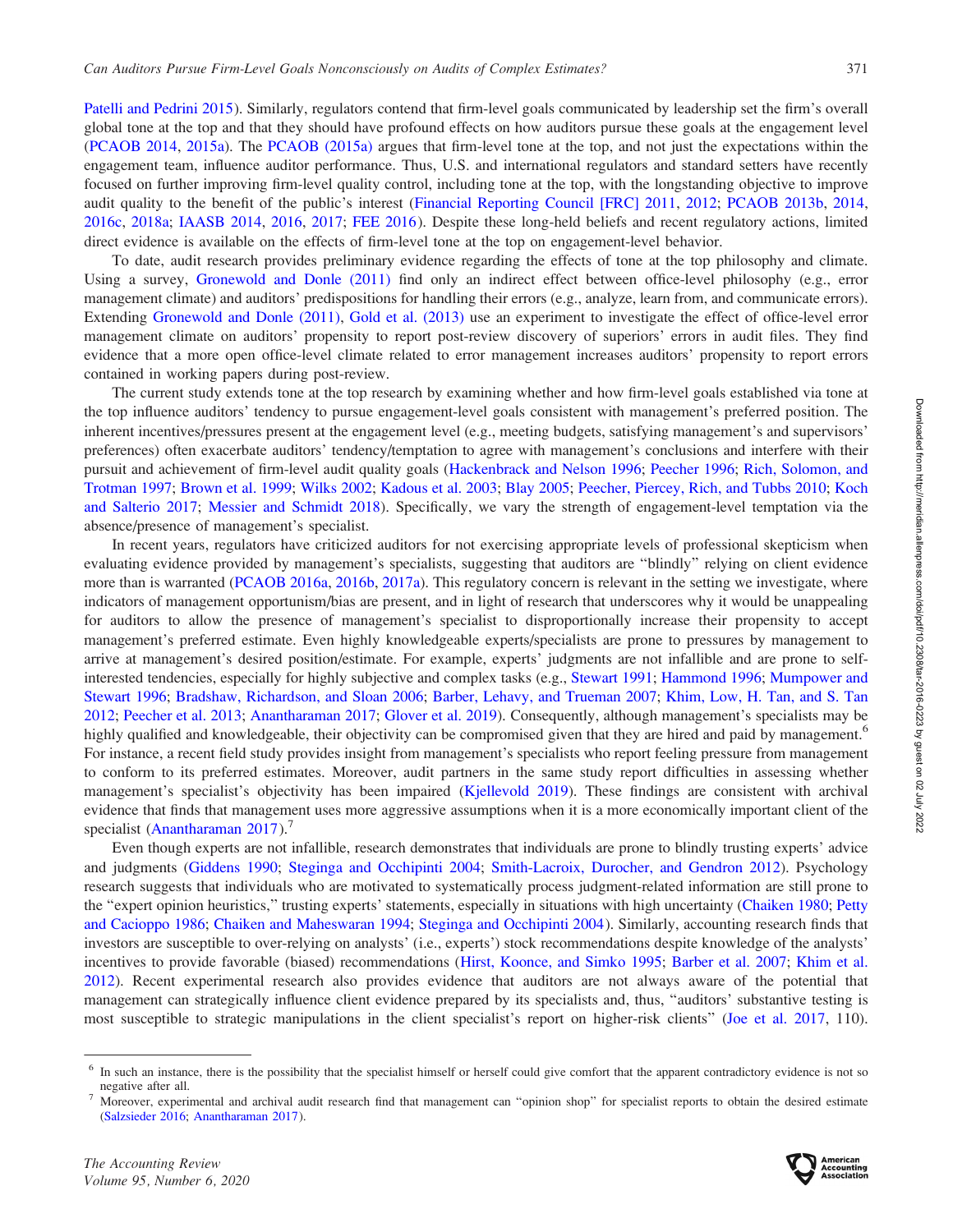Patelli and Pedrini 2015). Similarly, regulators contend that firm-level goals communicated by leadership set the firm's overall global tone at the top and that they should have profound effects on how auditors pursue these goals at the engagement level (PCAOB 2014, 2015a). The PCAOB (2015a) argues that firm-level tone at the top, and not just the expectations within the engagement team, influence auditor performance. Thus, U.S. and international regulators and standard setters have recently focused on further improving firm-level quality control, including tone at the top, with the longstanding objective to improve audit quality to the benefit of the public's interest (Financial Reporting Council [FRC] 2011, 2012; PCAOB 2013b, 2014, 2016c, 2018a; IAASB 2014, 2016, 2017; FEE 2016). Despite these long-held beliefs and recent regulatory actions, limited direct evidence is available on the effects of firm-level tone at the top on engagement-level behavior.

To date, audit research provides preliminary evidence regarding the effects of tone at the top philosophy and climate. Using a survey, Gronewold and Donle (2011) find only an indirect effect between office-level philosophy (e.g., error management climate) and auditors' predispositions for handling their errors (e.g., analyze, learn from, and communicate errors). Extending Gronewold and Donle (2011), Gold et al. (2013) use an experiment to investigate the effect of office-level error management climate on auditors' propensity to report post-review discovery of superiors' errors in audit files. They find evidence that a more open office-level climate related to error management increases auditors' propensity to report errors contained in working papers during post-review.

The current study extends tone at the top research by examining whether and how firm-level goals established via tone at the top influence auditors' tendency to pursue engagement-level goals consistent with management's preferred position. The inherent incentives/pressures present at the engagement level (e.g., meeting budgets, satisfying management's and supervisors' preferences) often exacerbate auditors' tendency/temptation to agree with management's conclusions and interfere with their pursuit and achievement of firm-level audit quality goals (Hackenbrack and Nelson 1996; Peecher 1996; Rich, Solomon, and Trotman 1997; Brown et al. 1999; Wilks 2002; Kadous et al. 2003; Blay 2005; Peecher, Piercey, Rich, and Tubbs 2010; Koch and Salterio 2017; Messier and Schmidt 2018). Specifically, we vary the strength of engagement-level temptation via the absence/presence of management's specialist.

In recent years, regulators have criticized auditors for not exercising appropriate levels of professional skepticism when evaluating evidence provided by management's specialists, suggesting that auditors are "blindly" relying on client evidence more than is warranted (PCAOB 2016a, 2016b, 2017a). This regulatory concern is relevant in the setting we investigate, where indicators of management opportunism/bias are present, and in light of research that underscores why it would be unappealing for auditors to allow the presence of management's specialist to disproportionally increase their propensity to accept management's preferred estimate. Even highly knowledgeable experts/specialists are prone to pressures by management to arrive at management's desired position/estimate. For example, experts' judgments are not infallible and are prone to self-interested tendencies, especially for highly subjective and complex tasks (e.g., Stewart 1991; Hammond 1996; Mumpower and Stewart 1996; Bradshaw, Richardson, and Sloan 2006; Barber, Lehavy, and Trueman 2007; Khim, Low, H. Tan, and S. Tan 2012; Peecher et al. 2013; Anantharaman 2017; Glover et al. 2019). Consequently, although management's specialists may be highly qualified and knowledgeable, their objectivity can be compromised given that they are hired and paid by management.[6] For instance, a recent field study provides insight from management's specialists who report feeling pressure from management to conform to its preferred estimates. Moreover, audit partners in the same study report difficulties in assessing whether management's specialist's objectivity has been impaired (Kjellevold 2019). These findings are consistent with archival evidence that finds that management uses more aggressive assumptions when it is a more economically important client of the specialist (Anantharaman 2017).[7]

Even though experts are not infallible, research demonstrates that individuals are prone to blindly trusting experts' advice and judgments (Giddens 1990; Steginga and Occhipinti 2004; Smith-Lacroix, Durocher, and Gendron 2012). Psychology research suggests that individuals who are motivated to systematically process judgment-related information are still prone to the "expert opinion heuristics," trusting experts' statements, especially in situations with high uncertainty (Chaiken 1980; Petty and Cacioppo 1986; Chaiken and Maheswaran 1994; Steginga and Occhipinti 2004). Similarly, accounting research finds that investors are susceptible to over-relying on analysts' (i.e., experts') stock recommendations despite knowledge of the analysts' incentives to provide favorable (biased) recommendations (Hirst, Koonce, and Simko 1995; Barber et al. 2007; Khim et al. 2012). Recent experimental research also provides evidence that auditors are not always aware of the potential that management can strategically influence client evidence prepared by its specialists and, thus, "auditors' substantive testing is most susceptible to strategic manipulations in the client specialist's report on higher-risk clients" (Joe et al. 2017, 110).

---

[6] In such an instance, there is the possibility that the specialist himself or herself could give comfort that the apparent contradictory evidence is not so negative after all.

[7] Moreover, experimental and archival audit research find that management can "opinion shop" for specialist reports to obtain the desired estimate (Salzsieder 2016; Anantharaman 2017).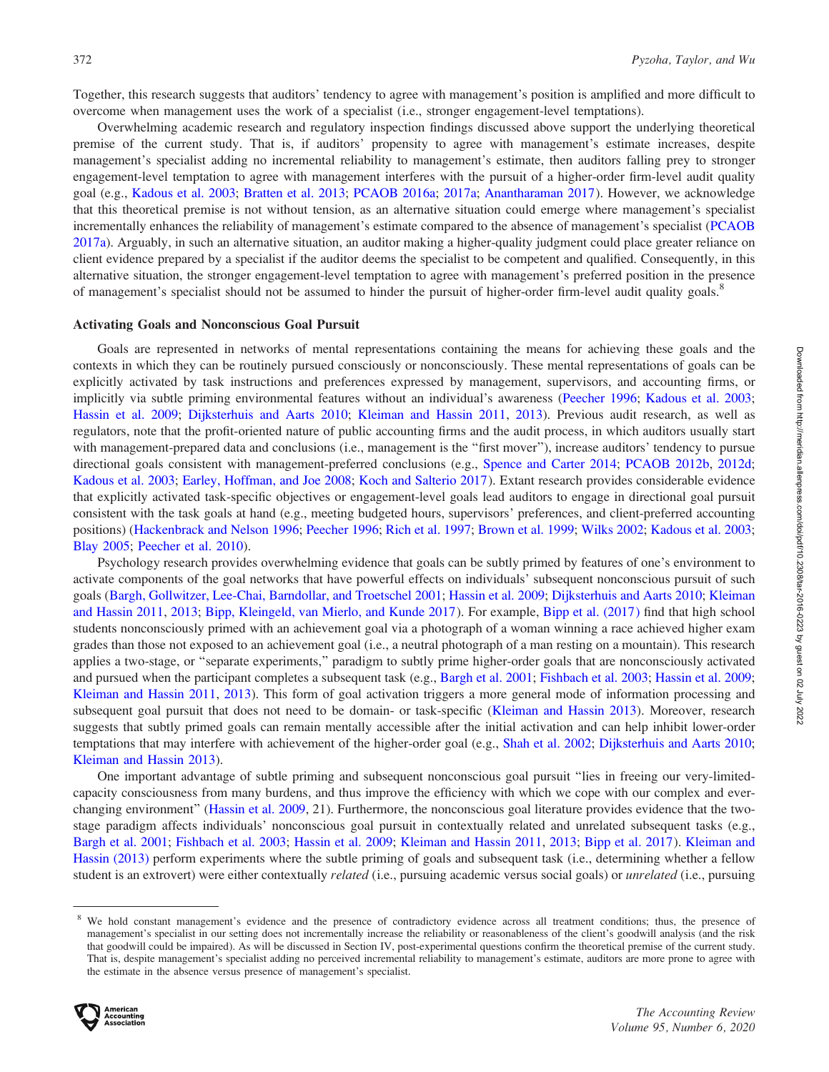Together, this research suggests that auditors' tendency to agree with management's position is amplified and more difficult to overcome when management uses the work of a specialist (i.e., stronger engagement-level temptations).

Overwhelming academic research and regulatory inspection findings discussed above support the underlying theoretical premise of the current study. That is, if auditors' propensity to agree with management's estimate increases, despite management's specialist adding no incremental reliability to management's estimate, then auditors falling prey to stronger engagement-level temptation to agree with management interferes with the pursuit of a higher-order firm-level audit quality goal (e.g., Kadous et al. 2003; Bratten et al. 2013; PCAOB 2016a; 2017a; Anantharaman 2017). However, we acknowledge that this theoretical premise is not without tension, as an alternative situation could emerge where management's specialist incrementally enhances the reliability of management's estimate compared to the absence of management's specialist (PCAOB 2017a). Arguably, in such an alternative situation, an auditor making a higher-quality judgment could place greater reliance on client evidence prepared by a specialist if the auditor deems the specialist to be competent and qualified. Consequently, in this alternative situation, the stronger engagement-level temptation to agree with management's preferred position in the presence of management's specialist should not be assumed to hinder the pursuit of higher-order firm-level audit quality goals.[8]

### Activating Goals and Nonconscious Goal Pursuit

Goals are represented in networks of mental representations containing the means for achieving these goals and the contexts in which they can be routinely pursued consciously or nonconsciously. These mental representations of goals can be explicitly activated by task instructions and preferences expressed by management, supervisors, and accounting firms, or implicitly via subtle priming environmental features without an individual's awareness (Peecher 1996; Kadous et al. 2003; Hassin et al. 2009; Dijksterhuis and Aarts 2010; Kleiman and Hassin 2011, 2013). Previous audit research, as well as regulators, note that the profit-oriented nature of public accounting firms and the audit process, in which auditors usually start with management-prepared data and conclusions (i.e., management is the "first mover"), increase auditors' tendency to pursue directional goals consistent with management-preferred conclusions (e.g., Spence and Carter 2014; PCAOB 2012b, 2012d; Kadous et al. 2003; Earley, Hoffman, and Joe 2008; Koch and Salterio 2017). Extant research provides considerable evidence that explicitly activated task-specific objectives or engagement-level goals lead auditors to engage in directional goal pursuit consistent with the task goals at hand (e.g., meeting budgeted hours, supervisors' preferences, and client-preferred accounting positions) (Hackenbrack and Nelson 1996; Peecher 1996; Rich et al. 1997; Brown et al. 1999; Wilks 2002; Kadous et al. 2003; Blay 2005; Peecher et al. 2010).

Psychology research provides overwhelming evidence that goals can be subtly primed by features of one's environment to activate components of the goal networks that have powerful effects on individuals' subsequent nonconscious pursuit of such goals (Bargh, Gollwitzer, Lee-Chai, Barndollar, and Troetschel 2001; Hassin et al. 2009; Dijksterhuis and Aarts 2010; Kleiman and Hassin 2011, 2013; Bipp, Kleingeld, van Mierlo, and Kunde 2017). For example, Bipp et al. (2017) find that high school students nonconsciously primed with an achievement goal via a photograph of a woman winning a race achieved higher exam grades than those not exposed to an achievement goal (i.e., a neutral photograph of a man resting on a mountain). This research applies a two-stage, or "separate experiments," paradigm to subtly prime higher-order goals that are nonconsciously activated and pursued when the participant completes a subsequent task (e.g., Bargh et al. 2001; Fishbach et al. 2003; Hassin et al. 2009; Kleiman and Hassin 2011, 2013). This form of goal activation triggers a more general mode of information processing and subsequent goal pursuit that does not need to be domain- or task-specific (Kleiman and Hassin 2013). Moreover, research suggests that subtly primed goals can remain mentally accessible after the initial activation and can help inhibit lower-order temptations that may interfere with achievement of the higher-order goal (e.g., Shah et al. 2002; Dijksterhuis and Aarts 2010; Kleiman and Hassin 2013).

One important advantage of subtle priming and subsequent nonconscious goal pursuit "lies in freeing our very-limited-capacity consciousness from many burdens, and thus improve the efficiency with which we cope with our complex and ever-changing environment" (Hassin et al. 2009, 21). Furthermore, the nonconscious goal literature provides evidence that the two-stage paradigm affects individuals' nonconscious goal pursuit in contextually related and unrelated subsequent tasks (e.g., Bargh et al. 2001; Fishbach et al. 2003; Hassin et al. 2009; Kleiman and Hassin 2011, 2013; Bipp et al. 2017). Kleiman and Hassin (2013) perform experiments where the subtle priming of goals and subsequent task (i.e., determining whether a fellow student is an extrovert) were either contextually *related* (i.e., pursuing academic versus social goals) or *unrelated* (i.e., pursuing

---

[8] We hold constant management's evidence and the presence of contradictory evidence across all treatment conditions; thus, the presence of management's specialist in our setting does not incrementally increase the reliability or reasonableness of the client's goodwill analysis (and the risk that goodwill could be impaired). As will be discussed in Section IV, post-experimental questions confirm the theoretical premise of the current study. That is, despite management's specialist adding no perceived incremental reliability to management's estimate, auditors are more prone to agree with the estimate in the absence versus presence of management's specialist.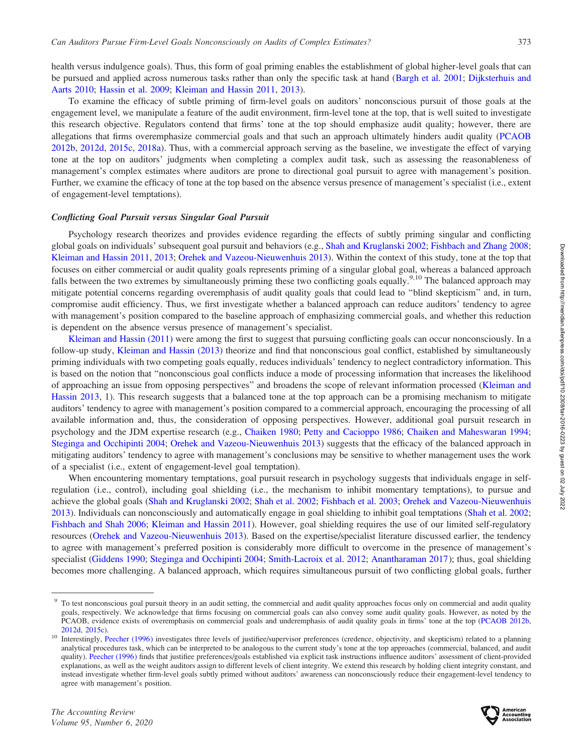health versus indulgence goals). Thus, this form of goal priming enables the establishment of global higher-level goals that can be pursued and applied across numerous tasks rather than only the specific task at hand (Bargh et al. 2001; Dijksterhuis and Aarts 2010; Hassin et al. 2009; Kleiman and Hassin 2011, 2013).

To examine the efficacy of subtle priming of firm-level goals on auditors' nonconscious pursuit of those goals at the engagement level, we manipulate a feature of the audit environment, firm-level tone at the top, that is well suited to investigate this research objective. Regulators contend that firms' tone at the top should emphasize audit quality; however, there are allegations that firms overemphasize commercial goals and that such an approach ultimately hinders audit quality (PCAOB 2012b, 2012d, 2015c, 2018a). Thus, with a commercial approach serving as the baseline, we investigate the effect of varying tone at the top on auditors' judgments when completing a complex audit task, such as assessing the reasonableness of management's complex estimates where auditors are prone to directional goal pursuit to agree with management's position. Further, we examine the efficacy of tone at the top based on the absence versus presence of management's specialist (i.e., extent of engagement-level temptations).

### *Conflicting Goal Pursuit versus Singular Goal Pursuit*

Psychology research theorizes and provides evidence regarding the effects of subtly priming singular and conflicting global goals on individuals' subsequent goal pursuit and behaviors (e.g., Shah and Kruglanski 2002; Fishbach and Zhang 2008; Kleiman and Hassin 2011, 2013; Orehek and Vazeou-Nieuwenhuis 2013). Within the context of this study, tone at the top that focuses on either commercial or audit quality goals represents priming of a singular global goal, whereas a balanced approach falls between the two extremes by simultaneously priming these two conflicting goals equally.[9,10] The balanced approach may mitigate potential concerns regarding overemphasis of audit quality goals that could lead to "blind skepticism" and, in turn, compromise audit efficiency. Thus, we first investigate whether a balanced approach can reduce auditors' tendency to agree with management's position compared to the baseline approach of emphasizing commercial goals, and whether this reduction is dependent on the absence versus presence of management's specialist.

Kleiman and Hassin (2011) were among the first to suggest that pursuing conflicting goals can occur nonconsciously. In a follow-up study, Kleiman and Hassin (2013) theorize and find that nonconscious goal conflict, established by simultaneously priming individuals with two competing goals equally, reduces individuals' tendency to neglect contradictory information. This is based on the notion that "nonconscious goal conflicts induce a mode of processing information that increases the likelihood of approaching an issue from opposing perspectives" and broadens the scope of relevant information processed (Kleiman and Hassin 2013, 1). This research suggests that a balanced tone at the top approach can be a promising mechanism to mitigate auditors' tendency to agree with management's position compared to a commercial approach, encouraging the processing of all available information and, thus, the consideration of opposing perspectives. However, additional goal pursuit research in psychology and the JDM expertise research (e.g., Chaiken 1980; Petty and Cacioppo 1986; Chaiken and Maheswaran 1994; Steginga and Occhipinti 2004; Orehek and Vazeou-Nieuwenhuis 2013) suggests that the efficacy of the balanced approach in mitigating auditors' tendency to agree with management's conclusions may be sensitive to whether management uses the work of a specialist (i.e., extent of engagement-level goal temptation).

When encountering momentary temptations, goal pursuit research in psychology suggests that individuals engage in self-regulation (i.e., control), including goal shielding (i.e., the mechanism to inhibit momentary temptations), to pursue and achieve the global goals (Shah and Kruglanski 2002; Shah et al. 2002; Fishbach et al. 2003; Orehek and Vazeou-Nieuwenhuis 2013). Individuals can nonconsciously and automatically engage in goal shielding to inhibit goal temptations (Shah et al. 2002; Fishbach and Shah 2006; Kleiman and Hassin 2011). However, goal shielding requires the use of our limited self-regulatory resources (Orehek and Vazeou-Nieuwenhuis 2013). Based on the expertise/specialist literature discussed earlier, the tendency to agree with management's preferred position is considerably more difficult to overcome in the presence of management's specialist (Giddens 1990; Steginga and Occhipinti 2004; Smith-Lacroix et al. 2012; Anantharaman 2017); thus, goal shielding becomes more challenging. A balanced approach, which requires simultaneous pursuit of two conflicting global goals, further

---

[9] To test nonconscious goal pursuit theory in an audit setting, the commercial and audit quality approaches focus only on commercial and audit quality goals, respectively. We acknowledge that firms focusing on commercial goals can also convey some audit quality goals. However, as noted by the PCAOB, evidence exists of overemphasis on commercial goals and underemphasis of audit quality goals in firms' tone at the top (PCAOB 2012b, 2012d, 2015c).

[10] Interestingly, Peecher (1996) investigates three levels of justifiee/supervisor preferences (credence, objectivity, and skepticism) related to a planning analytical procedures task, which can be interpreted to be analogous to the current study's tone at the top approaches (commercial, balanced, and audit quality). Peecher (1996) finds that justifiee preferences/goals established via explicit task instructions influence auditors' assessment of client-provided explanations, as well as the weight auditors assign to different levels of client integrity. We extend this research by holding client integrity constant, and instead investigate whether firm-level goals subtly primed without auditors' awareness can nonconsciously reduce their engagement-level tendency to agree with management's position.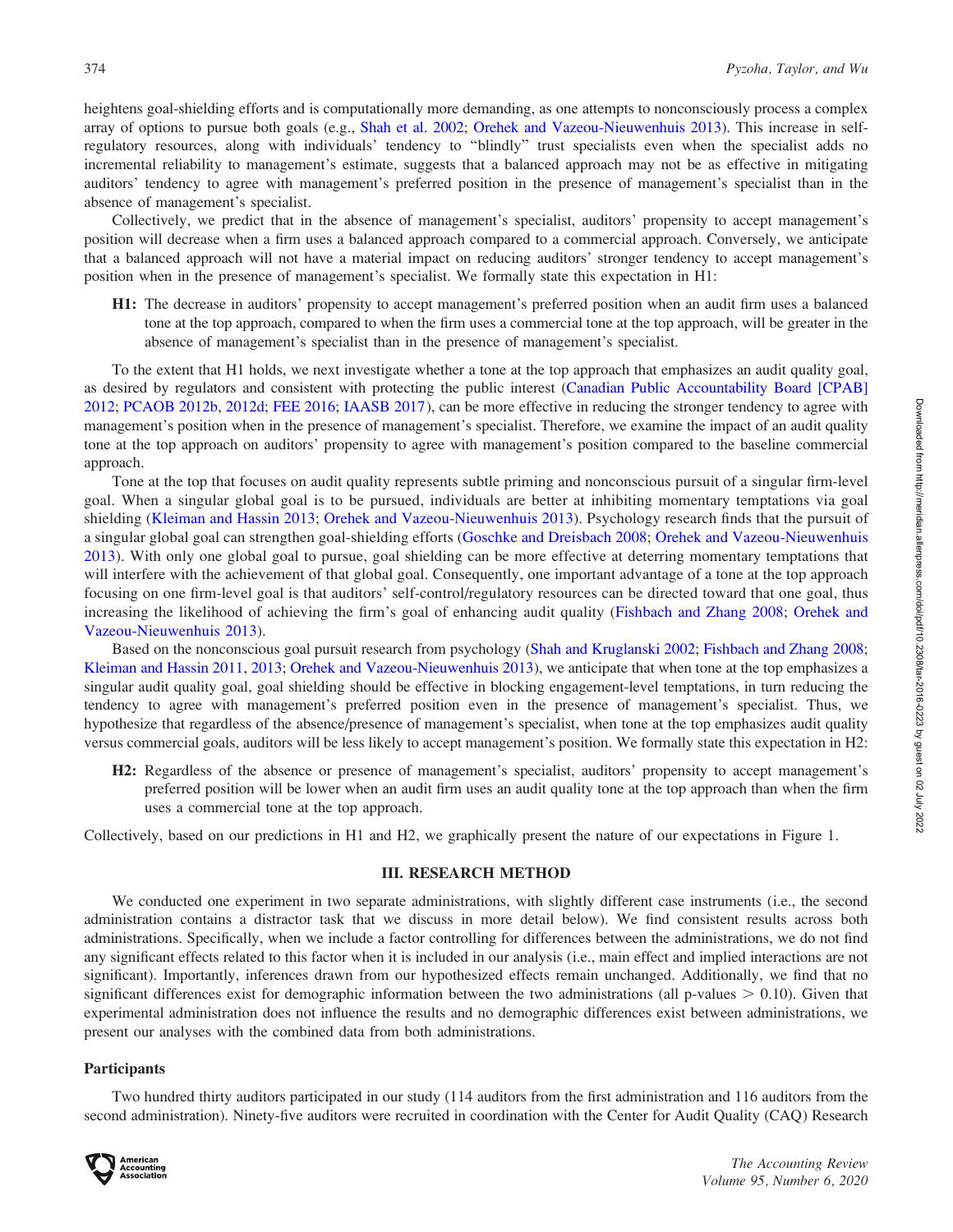heightens goal-shielding efforts and is computationally more demanding, as one attempts to nonconsciously process a complex array of options to pursue both goals (e.g., Shah et al. 2002; Orehek and Vazeou-Nieuwenhuis 2013). This increase in self-regulatory resources, along with individuals' tendency to "blindly" trust specialists even when the specialist adds no incremental reliability to management's estimate, suggests that a balanced approach may not be as effective in mitigating auditors' tendency to agree with management's preferred position in the presence of management's specialist than in the absence of management's specialist.

Collectively, we predict that in the absence of management's specialist, auditors' propensity to accept management's position will decrease when a firm uses a balanced approach compared to a commercial approach. Conversely, we anticipate that a balanced approach will not have a material impact on reducing auditors' stronger tendency to accept management's position when in the presence of management's specialist. We formally state this expectation in H1:

> **H1:** The decrease in auditors' propensity to accept management's preferred position when an audit firm uses a balanced tone at the top approach, compared to when the firm uses a commercial tone at the top approach, will be greater in the absence of management's specialist than in the presence of management's specialist.

To the extent that H1 holds, we next investigate whether a tone at the top approach that emphasizes an audit quality goal, as desired by regulators and consistent with protecting the public interest (Canadian Public Accountability Board [CPAB] 2012; PCAOB 2012b, 2012d; FEE 2016; IAASB 2017), can be more effective in reducing the stronger tendency to agree with management's position when in the presence of management's specialist. Therefore, we examine the impact of an audit quality tone at the top approach on auditors' propensity to agree with management's position compared to the baseline commercial approach.

Tone at the top that focuses on audit quality represents subtle priming and nonconscious pursuit of a singular firm-level goal. When a singular global goal is to be pursued, individuals are better at inhibiting momentary temptations via goal shielding (Kleiman and Hassin 2013; Orehek and Vazeou-Nieuwenhuis 2013). Psychology research finds that the pursuit of a singular global goal can strengthen goal-shielding efforts (Goschke and Dreisbach 2008; Orehek and Vazeou-Nieuwenhuis 2013). With only one global goal to pursue, goal shielding can be more effective at deterring momentary temptations that will interfere with the achievement of that global goal. Consequently, one important advantage of a tone at the top approach focusing on one firm-level goal is that auditors' self-control/regulatory resources can be directed toward that one goal, thus increasing the likelihood of achieving the firm's goal of enhancing audit quality (Fishbach and Zhang 2008; Orehek and Vazeou-Nieuwenhuis 2013).

Based on the nonconscious goal pursuit research from psychology (Shah and Kruglanski 2002; Fishbach and Zhang 2008; Kleiman and Hassin 2011, 2013; Orehek and Vazeou-Nieuwenhuis 2013), we anticipate that when tone at the top emphasizes a singular audit quality goal, goal shielding should be effective in blocking engagement-level temptations, in turn reducing the tendency to agree with management's preferred position even in the presence of management's specialist. Thus, we hypothesize that regardless of the absence/presence of management's specialist, when tone at the top emphasizes audit quality versus commercial goals, auditors will be less likely to accept management's position. We formally state this expectation in H2:

> **H2:** Regardless of the absence or presence of management's specialist, auditors' propensity to accept management's preferred position will be lower when an audit firm uses an audit quality tone at the top approach than when the firm uses a commercial tone at the top approach.

Collectively, based on our predictions in H1 and H2, we graphically present the nature of our expectations in Figure 1.

## III. RESEARCH METHOD

We conducted one experiment in two separate administrations, with slightly different case instruments (i.e., the second administration contains a distractor task that we discuss in more detail below). We find consistent results across both administrations. Specifically, when we include a factor controlling for differences between the administrations, we do not find any significant effects related to this factor when it is included in our analysis (i.e., main effect and implied interactions are not significant). Importantly, inferences drawn from our hypothesized effects remain unchanged. Additionally, we find that no significant differences exist for demographic information between the two administrations (all p-values $> 0.10$). Given that experimental administration does not influence the results and no demographic differences exist between administrations, we present our analyses with the combined data from both administrations.

### Participants

Two hundred thirty auditors participated in our study (114 auditors from the first administration and 116 auditors from the second administration). Ninety-five auditors were recruited in coordination with the Center for Audit Quality (CAQ) Research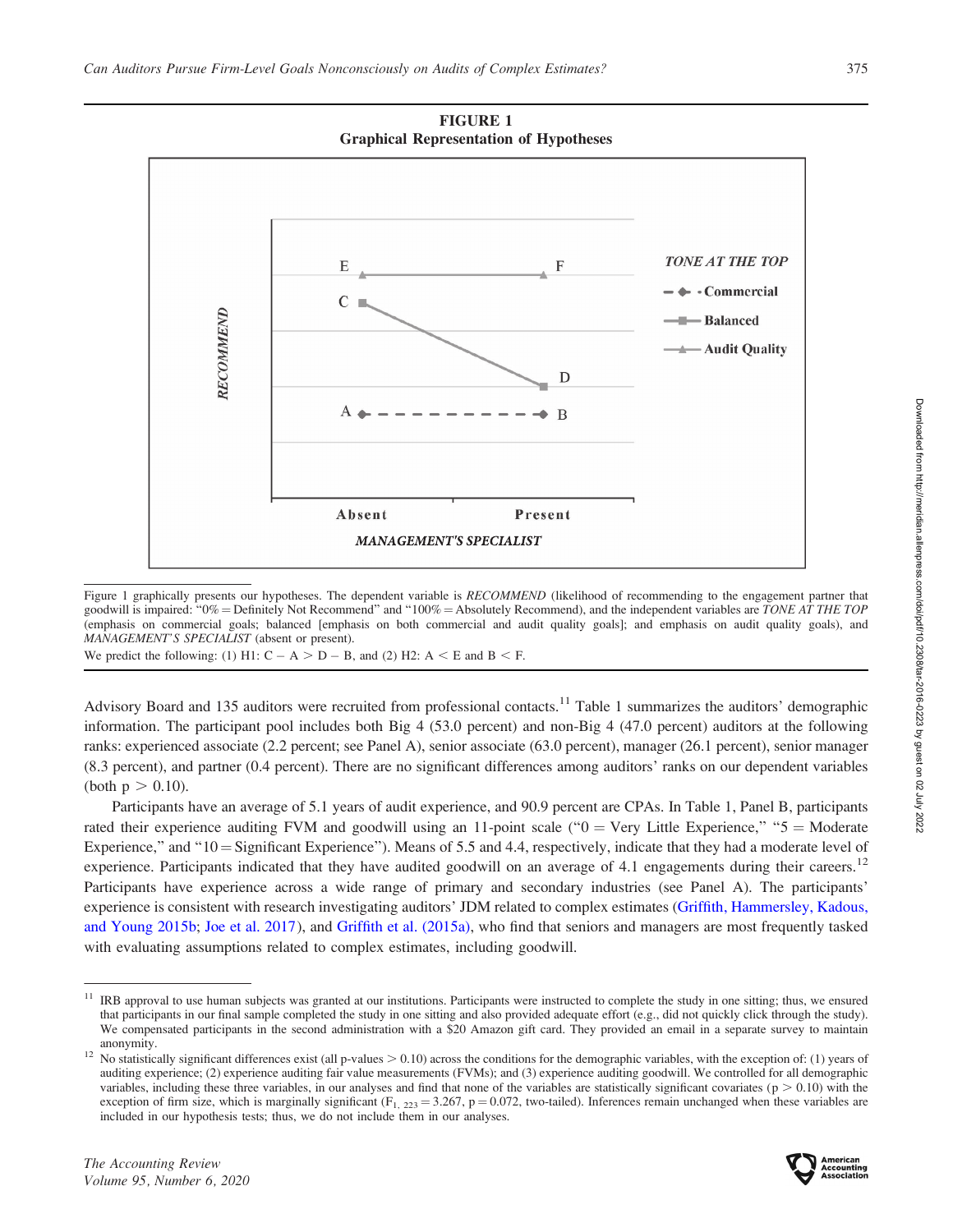**FIGURE 1**
**Graphical Representation of Hypotheses**

Figure 1 graphically presents our hypotheses. The dependent variable is *RECOMMEND* (likelihood of recommending to the engagement partner that goodwill is impaired: "0% = Definitely Not Recommend" and "100% = Absolutely Recommend), and the independent variables are *TONE AT THE TOP* (emphasis on commercial goals; balanced [emphasis on both commercial and audit quality goals]; and emphasis on audit quality goals), and *MANAGEMENT'S SPECIALIST* (absent or present).

We predict the following: (1) H1: C − A > D − B, and (2) H2: A < E and B < F.

Advisory Board and 135 auditors were recruited from professional contacts.[11] Table 1 summarizes the auditors' demographic information. The participant pool includes both Big 4 (53.0 percent) and non-Big 4 (47.0 percent) auditors at the following ranks: experienced associate (2.2 percent; see Panel A), senior associate (63.0 percent), manager (26.1 percent), senior manager (8.3 percent), and partner (0.4 percent). There are no significant differences among auditors' ranks on our dependent variables (both $p > 0.10$).

Participants have an average of 5.1 years of audit experience, and 90.9 percent are CPAs. In Table 1, Panel B, participants rated their experience auditing FVM and goodwill using an 11-point scale ("0 = Very Little Experience," "5 = Moderate Experience," and "10 = Significant Experience"). Means of 5.5 and 4.4, respectively, indicate that they had a moderate level of experience. Participants indicated that they have audited goodwill on an average of 4.1 engagements during their careers.[12] Participants have experience across a wide range of primary and secondary industries (see Panel A). The participants' experience is consistent with research investigating auditors' JDM related to complex estimates (Griffith, Hammersley, Kadous, and Young 2015b; Joe et al. 2017), and Griffith et al. (2015a), who find that seniors and managers are most frequently tasked with evaluating assumptions related to complex estimates, including goodwill.

[11] IRB approval to use human subjects was granted at our institutions. Participants were instructed to complete the study in one sitting; thus, we ensured that participants in our final sample completed the study in one sitting and also provided adequate effort (e.g., did not quickly click through the study). We compensated participants in the second administration with a $20 Amazon gift card. They provided an email in a separate survey to maintain anonymity.

[12] No statistically significant differences exist (all p-values > 0.10) across the conditions for the demographic variables, with the exception of: (1) years of auditing experience; (2) experience auditing fair value measurements (FVMs); and (3) experience auditing goodwill. We controlled for all demographic variables, including these three variables, in our analyses and find that none of the variables are statistically significant covariates ($p > 0.10$) with the exception of firm size, which is marginally significant ($F_{1,\ 223} = 3.267$, $p = 0.072$, two-tailed). Inferences remain unchanged when these variables are included in our hypothesis tests; thus, we do not include them in our analyses.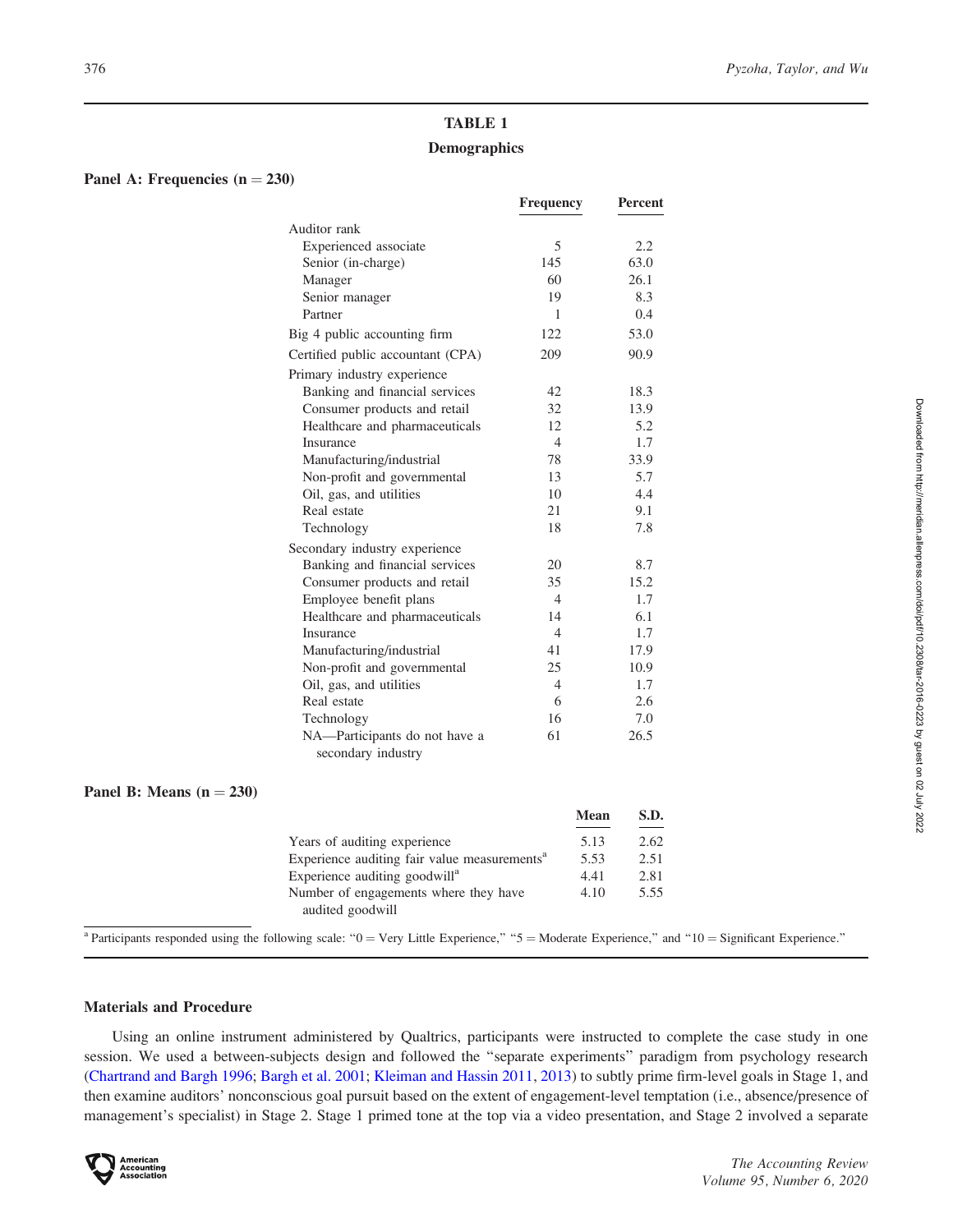## TABLE 1

### Demographics

**Panel A: Frequencies (n = 230)**

| | Frequency | Percent |
|---|---|---|
| Auditor rank | | |
| Experienced associate | 5 | 2.2 |
| Senior (in-charge) | 145 | 63.0 |
| Manager | 60 | 26.1 |
| Senior manager | 19 | 8.3 |
| Partner | 1 | 0.4 |
| Big 4 public accounting firm | 122 | 53.0 |
| Certified public accountant (CPA) | 209 | 90.9 |
| Primary industry experience | | |
| Banking and financial services | 42 | 18.3 |
| Consumer products and retail | 32 | 13.9 |
| Healthcare and pharmaceuticals | 12 | 5.2 |
| Insurance | 4 | 1.7 |
| Manufacturing/industrial | 78 | 33.9 |
| Non-profit and governmental | 13 | 5.7 |
| Oil, gas, and utilities | 10 | 4.4 |
| Real estate | 21 | 9.1 |
| Technology | 18 | 7.8 |
| Secondary industry experience | | |
| Banking and financial services | 20 | 8.7 |
| Consumer products and retail | 35 | 15.2 |
| Employee benefit plans | 4 | 1.7 |
| Healthcare and pharmaceuticals | 14 | 6.1 |
| Insurance | 4 | 1.7 |
| Manufacturing/industrial | 41 | 17.9 |
| Non-profit and governmental | 25 | 10.9 |
| Oil, gas, and utilities | 4 | 1.7 |
| Real estate | 6 | 2.6 |
| Technology | 16 | 7.0 |
| NA—Participants do not have a secondary industry | 61 | 26.5 |

**Panel B: Means (n = 230)**

| | Mean | S.D. |
|---|---|---|
| Years of auditing experience | 5.13 | 2.62 |
| Experience auditing fair value measurements[a] | 5.53 | 2.51 |
| Experience auditing goodwill[a] | 4.41 | 2.81 |
| Number of engagements where they have audited goodwill | 4.10 | 5.55 |

[a] Participants responded using the following scale: "0 = Very Little Experience," "5 = Moderate Experience," and "10 = Significant Experience."

### Materials and Procedure

Using an online instrument administered by Qualtrics, participants were instructed to complete the case study in one session. We used a between-subjects design and followed the "separate experiments" paradigm from psychology research (Chartrand and Bargh 1996; Bargh et al. 2001; Kleiman and Hassin 2011, 2013) to subtly prime firm-level goals in Stage 1, and then examine auditors' nonconscious goal pursuit based on the extent of engagement-level temptation (i.e., absence/presence of management's specialist) in Stage 2. Stage 1 primed tone at the top via a video presentation, and Stage 2 involved a separate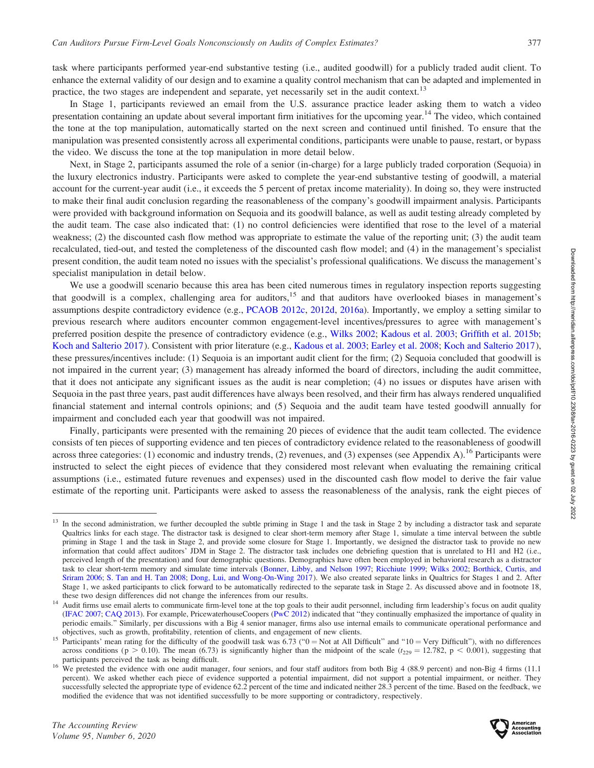task where participants performed year-end substantive testing (i.e., audited goodwill) for a publicly traded audit client. To enhance the external validity of our design and to examine a quality control mechanism that can be adapted and implemented in practice, the two stages are independent and separate, yet necessarily set in the audit context.[13]

In Stage 1, participants reviewed an email from the U.S. assurance practice leader asking them to watch a video presentation containing an update about several important firm initiatives for the upcoming year.[14] The video, which contained the tone at the top manipulation, automatically started on the next screen and continued until finished. To ensure that the manipulation was presented consistently across all experimental conditions, participants were unable to pause, restart, or bypass the video. We discuss the tone at the top manipulation in more detail below.

Next, in Stage 2, participants assumed the role of a senior (in-charge) for a large publicly traded corporation (Sequoia) in the luxury electronics industry. Participants were asked to complete the year-end substantive testing of goodwill, a material account for the current-year audit (i.e., it exceeds the 5 percent of pretax income materiality). In doing so, they were instructed to make their final audit conclusion regarding the reasonableness of the company's goodwill impairment analysis. Participants were provided with background information on Sequoia and its goodwill balance, as well as audit testing already completed by the audit team. The case also indicated that: (1) no control deficiencies were identified that rose to the level of a material weakness; (2) the discounted cash flow method was appropriate to estimate the value of the reporting unit; (3) the audit team recalculated, tied-out, and tested the completeness of the discounted cash flow model; and (4) in the management's specialist present condition, the audit team noted no issues with the specialist's professional qualifications. We discuss the management's specialist manipulation in detail below.

We use a goodwill scenario because this area has been cited numerous times in regulatory inspection reports suggesting that goodwill is a complex, challenging area for auditors,[15] and that auditors have overlooked biases in management's assumptions despite contradictory evidence (e.g., PCAOB 2012c, 2012d, 2016a). Importantly, we employ a setting similar to previous research where auditors encounter common engagement-level incentives/pressures to agree with management's preferred position despite the presence of contradictory evidence (e.g., Wilks 2002; Kadous et al. 2003; Griffith et al. 2015b; Koch and Salterio 2017). Consistent with prior literature (e.g., Kadous et al. 2003; Earley et al. 2008; Koch and Salterio 2017), these pressures/incentives include: (1) Sequoia is an important audit client for the firm; (2) Sequoia concluded that goodwill is not impaired in the current year; (3) management has already informed the board of directors, including the audit committee, that it does not anticipate any significant issues as the audit is near completion; (4) no issues or disputes have arisen with Sequoia in the past three years, past audit differences have always been resolved, and their firm has always rendered unqualified financial statement and internal controls opinions; and (5) Sequoia and the audit team have tested goodwill annually for impairment and concluded each year that goodwill was not impaired.

Finally, participants were presented with the remaining 20 pieces of evidence that the audit team collected. The evidence consists of ten pieces of supporting evidence and ten pieces of contradictory evidence related to the reasonableness of goodwill across three categories: (1) economic and industry trends, (2) revenues, and (3) expenses (see Appendix A).[16] Participants were instructed to select the eight pieces of evidence that they considered most relevant when evaluating the remaining critical assumptions (i.e., estimated future revenues and expenses) used in the discounted cash flow model to derive the fair value estimate of the reporting unit. Participants were asked to assess the reasonableness of the analysis, rank the eight pieces of

---

[13] In the second administration, we further decoupled the subtle priming in Stage 1 and the task in Stage 2 by including a distractor task and separate Qualtrics links for each stage. The distractor task is designed to clear short-term memory after Stage 1, simulate a time interval between the subtle priming in Stage 1 and the task in Stage 2, and provide some closure for Stage 1. Importantly, we designed the distractor task to provide no new information that could affect auditors' JDM in Stage 2. The distractor task includes one debriefing question that is unrelated to H1 and H2 (i.e., perceived length of the presentation) and four demographic questions. Demographics have often been employed in behavioral research as a distractor task to clear short-term memory and simulate time intervals (Bonner, Libby, and Nelson 1997; Ricchiute 1999; Wilks 2002; Borthick, Curtis, and Sriram 2006; S. Tan and H. Tan 2008; Dong, Lui, and Wong-On-Wing 2017). We also created separate links in Qualtrics for Stages 1 and 2. After Stage 1, we asked participants to click forward to be automatically redirected to the separate task in Stage 2. As discussed above and in footnote 18, these two design differences did not change the inferences from our results.

[14] Audit firms use email alerts to communicate firm-level tone at the top goals to their audit personnel, including firm leadership's focus on audit quality (IFAC 2007; CAQ 2013). For example, PricewaterhouseCoopers (PwC 2012) indicated that "they continually emphasized the importance of quality in periodic emails." Similarly, per discussions with a Big 4 senior manager, firms also use internal emails to communicate operational performance and objectives, such as growth, profitability, retention of clients, and engagement of new clients.

[15] Participants' mean rating for the difficulty of the goodwill task was 6.73 ("0 = Not at All Difficult" and "10 = Very Difficult"), with no differences across conditions ($p > 0.10$). The mean (6.73) is significantly higher than the midpoint of the scale ($t_{229} = 12.782$, $p < 0.001$), suggesting that participants perceived the task as being difficult.

[16] We pretested the evidence with one audit manager, four seniors, and four staff auditors from both Big 4 (88.9 percent) and non-Big 4 firms (11.1 percent). We asked whether each piece of evidence supported a potential impairment, did not support a potential impairment, or neither. They successfully selected the appropriate type of evidence 62.2 percent of the time and indicated neither 28.3 percent of the time. Based on the feedback, we modified the evidence that was not identified successfully to be more supporting or contradictory, respectively.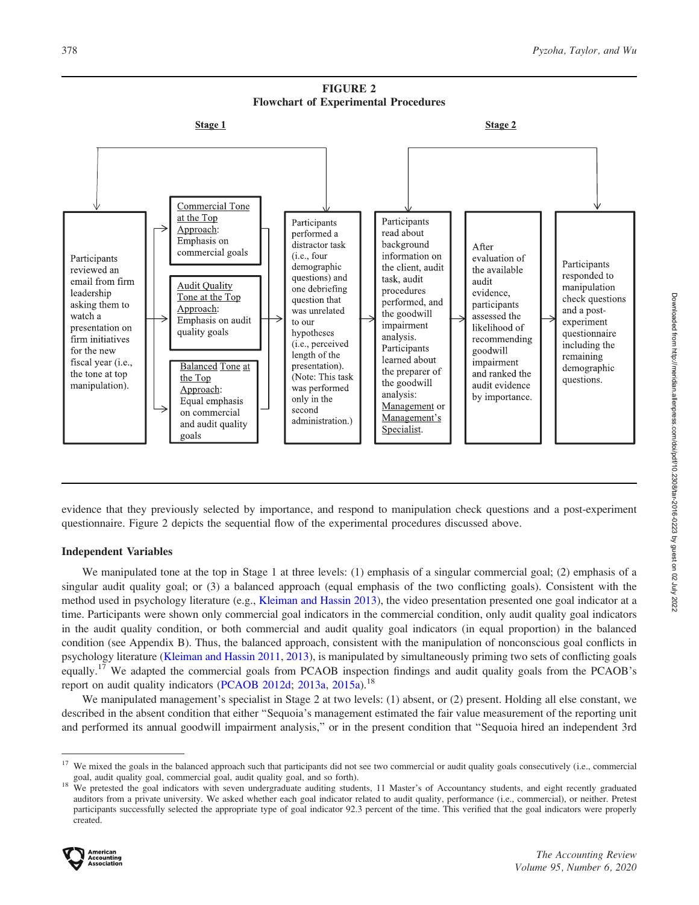**FIGURE 2**
**Flowchart of Experimental Procedures**

**Stage 1** | **Stage 2**

Participants reviewed an email from firm leadership asking them to watch a presentation on firm initiatives for the new fiscal year (i.e., the tone at top manipulation).

→ Commercial Tone at the Top Approach: Emphasis on commercial goals

→ Audit Quality Tone at the Top Approach: Emphasis on audit quality goals

→ Balanced Tone at the Top Approach: Equal emphasis on commercial and audit quality goals

→ Participants performed a distractor task (i.e., four demographic questions) and one debriefing question that was unrelated to our hypotheses (i.e., perceived length of the presentation). (Note: This task was performed only in the second administration.)

→ Participants read about background information on the client, audit task, audit procedures performed, and the goodwill impairment analysis. Participants learned about the preparer of the goodwill analysis: Management or Management's Specialist.

→ After evaluation of the available audit evidence, participants assessed the likelihood of recommending goodwill impairment and ranked the audit evidence by importance.

→ Participants responded to manipulation check questions and a post-experiment questionnaire including the remaining demographic questions.

evidence that they previously selected by importance, and respond to manipulation check questions and a post-experiment questionnaire. Figure 2 depicts the sequential flow of the experimental procedures discussed above.

## Independent Variables

We manipulated tone at the top in Stage 1 at three levels: (1) emphasis of a singular commercial goal; (2) emphasis of a singular audit quality goal; or (3) a balanced approach (equal emphasis of the two conflicting goals). Consistent with the method used in psychology literature (e.g., Kleiman and Hassin 2013), the video presentation presented one goal indicator at a time. Participants were shown only commercial goal indicators in the commercial condition, only audit quality goal indicators in the audit quality condition, or both commercial and audit quality goal indicators (in equal proportion) in the balanced condition (see Appendix B). Thus, the balanced approach, consistent with the manipulation of nonconscious goal conflicts in psychology literature (Kleiman and Hassin 2011, 2013), is manipulated by simultaneously priming two sets of conflicting goals equally.[17] We adapted the commercial goals from PCAOB inspection findings and audit quality goals from the PCAOB's report on audit quality indicators (PCAOB 2012d; 2013a, 2015a).[18]

We manipulated management's specialist in Stage 2 at two levels: (1) absent, or (2) present. Holding all else constant, we described in the absent condition that either "Sequoia's management estimated the fair value measurement of the reporting unit and performed its annual goodwill impairment analysis," or in the present condition that "Sequoia hired an independent 3rd

---

[17] We mixed the goals in the balanced approach such that participants did not see two commercial or audit quality goals consecutively (i.e., commercial goal, audit quality goal, commercial goal, audit quality goal, and so forth).

[18] We pretested the goal indicators with seven undergraduate auditing students, 11 Master's of Accountancy students, and eight recently graduated auditors from a private university. We asked whether each goal indicator related to audit quality, performance (i.e., commercial), or neither. Pretest participants successfully selected the appropriate type of goal indicator 92.3 percent of the time. This verified that the goal indicators were properly created.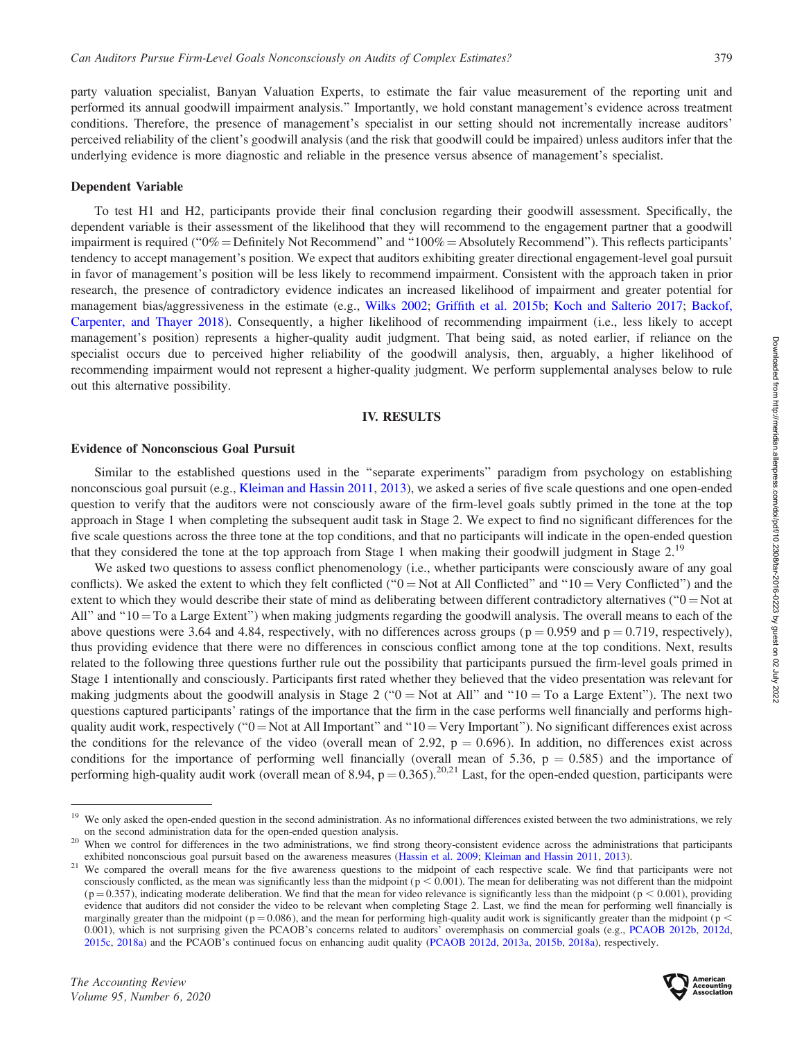party valuation specialist, Banyan Valuation Experts, to estimate the fair value measurement of the reporting unit and performed its annual goodwill impairment analysis." Importantly, we hold constant management's evidence across treatment conditions. Therefore, the presence of management's specialist in our setting should not incrementally increase auditors' perceived reliability of the client's goodwill analysis (and the risk that goodwill could be impaired) unless auditors infer that the underlying evidence is more diagnostic and reliable in the presence versus absence of management's specialist.

### Dependent Variable

To test H1 and H2, participants provide their final conclusion regarding their goodwill assessment. Specifically, the dependent variable is their assessment of the likelihood that they will recommend to the engagement partner that a goodwill impairment is required ("0% = Definitely Not Recommend" and "100% = Absolutely Recommend"). This reflects participants' tendency to accept management's position. We expect that auditors exhibiting greater directional engagement-level goal pursuit in favor of management's position will be less likely to recommend impairment. Consistent with the approach taken in prior research, the presence of contradictory evidence indicates an increased likelihood of impairment and greater potential for management bias/aggressiveness in the estimate (e.g., Wilks 2002; Griffith et al. 2015b; Koch and Salterio 2017; Backof, Carpenter, and Thayer 2018). Consequently, a higher likelihood of recommending impairment (i.e., less likely to accept management's position) represents a higher-quality audit judgment. That being said, as noted earlier, if reliance on the specialist occurs due to perceived higher reliability of the goodwill analysis, then, arguably, a higher likelihood of recommending impairment would not represent a higher-quality judgment. We perform supplemental analyses below to rule out this alternative possibility.

## IV. RESULTS

### Evidence of Nonconscious Goal Pursuit

Similar to the established questions used in the "separate experiments" paradigm from psychology on establishing nonconscious goal pursuit (e.g., Kleiman and Hassin 2011, 2013), we asked a series of five scale questions and one open-ended question to verify that the auditors were not consciously aware of the firm-level goals subtly primed in the tone at the top approach in Stage 1 when completing the subsequent audit task in Stage 2. We expect to find no significant differences for the five scale questions across the three tone at the top conditions, and that no participants will indicate in the open-ended question that they considered the tone at the top approach from Stage 1 when making their goodwill judgment in Stage 2.[19]

We asked two questions to assess conflict phenomenology (i.e., whether participants were consciously aware of any goal conflicts). We asked the extent to which they felt conflicted ("0 = Not at All Conflicted" and "10 = Very Conflicted") and the extent to which they would describe their state of mind as deliberating between different contradictory alternatives ("0 = Not at All" and "10 = To a Large Extent") when making judgments regarding the goodwill analysis. The overall means to each of the above questions were 3.64 and 4.84, respectively, with no differences across groups ($p = 0.959$ and $p = 0.719$, respectively), thus providing evidence that there were no differences in conscious conflict among tone at the top conditions. Next, results related to the following three questions further rule out the possibility that participants pursued the firm-level goals primed in Stage 1 intentionally and consciously. Participants first rated whether they believed that the video presentation was relevant for making judgments about the goodwill analysis in Stage 2 ("0 = Not at All" and "10 = To a Large Extent"). The next two questions captured participants' ratings of the importance that the firm in the case performs well financially and performs high-quality audit work, respectively ("0 = Not at All Important" and "10 = Very Important"). No significant differences exist across the conditions for the relevance of the video (overall mean of 2.92, $p = 0.696$). In addition, no differences exist across conditions for the importance of performing well financially (overall mean of 5.36, $p = 0.585$) and the importance of performing high-quality audit work (overall mean of 8.94, $p = 0.365$).[20,21] Last, for the open-ended question, participants were

[19] We only asked the open-ended question in the second administration. As no informational differences existed between the two administrations, we rely on the second administration data for the open-ended question analysis.

[20] When we control for differences in the two administrations, we find strong theory-consistent evidence across the administrations that participants exhibited nonconscious goal pursuit based on the awareness measures (Hassin et al. 2009; Kleiman and Hassin 2011, 2013).

[21] We compared the overall means for the five awareness questions to the midpoint of each respective scale. We find that participants were not consciously conflicted, as the mean was significantly less than the midpoint ($p < 0.001$). The mean for deliberating was not different than the midpoint ($p = 0.357$), indicating moderate deliberation. We find that the mean for video relevance is significantly less than the midpoint ($p < 0.001$), providing evidence that auditors did not consider the video to be relevant when completing Stage 2. Last, we find the mean for performing well financially is marginally greater than the midpoint ($p = 0.086$), and the mean for performing high-quality audit work is significantly greater than the midpoint ($p < 0.001$), which is not surprising given the PCAOB's concerns related to auditors' overemphasis on commercial goals (e.g., PCAOB 2012b, 2012d, 2015c, 2018a) and the PCAOB's continued focus on enhancing audit quality (PCAOB 2012d, 2013a, 2015b, 2018a), respectively.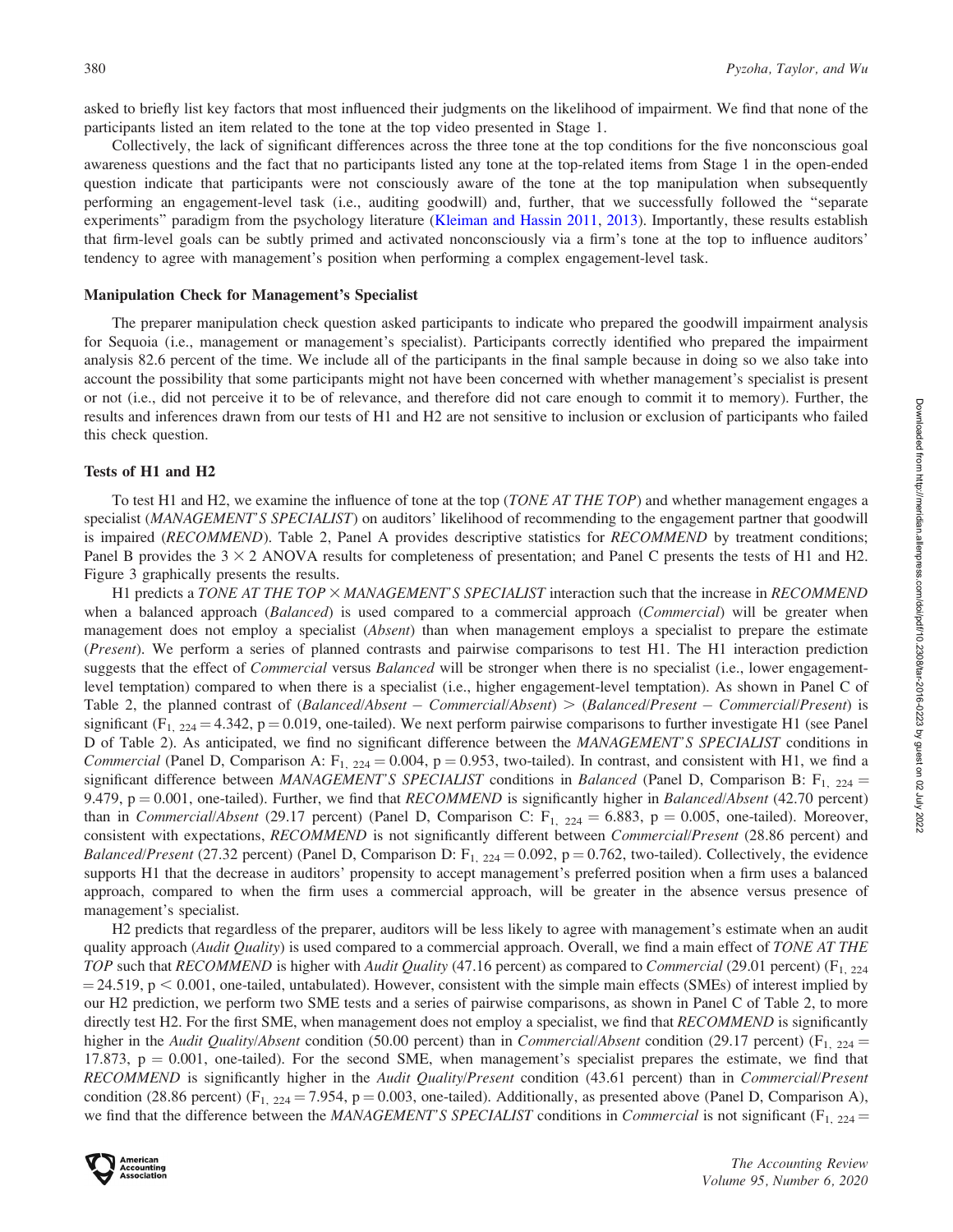asked to briefly list key factors that most influenced their judgments on the likelihood of impairment. We find that none of the participants listed an item related to the tone at the top video presented in Stage 1.

Collectively, the lack of significant differences across the three tone at the top conditions for the five nonconscious goal awareness questions and the fact that no participants listed any tone at the top-related items from Stage 1 in the open-ended question indicate that participants were not consciously aware of the tone at the top manipulation when subsequently performing an engagement-level task (i.e., auditing goodwill) and, further, that we successfully followed the "separate experiments" paradigm from the psychology literature (Kleiman and Hassin 2011, 2013). Importantly, these results establish that firm-level goals can be subtly primed and activated nonconsciously via a firm's tone at the top to influence auditors' tendency to agree with management's position when performing a complex engagement-level task.

### Manipulation Check for Management's Specialist

The preparer manipulation check question asked participants to indicate who prepared the goodwill impairment analysis for Sequoia (i.e., management or management's specialist). Participants correctly identified who prepared the impairment analysis 82.6 percent of the time. We include all of the participants in the final sample because in doing so we also take into account the possibility that some participants might not have been concerned with whether management's specialist is present or not (i.e., did not perceive it to be of relevance, and therefore did not care enough to commit it to memory). Further, the results and inferences drawn from our tests of H1 and H2 are not sensitive to inclusion or exclusion of participants who failed this check question.

### Tests of H1 and H2

To test H1 and H2, we examine the influence of tone at the top (*TONE AT THE TOP*) and whether management engages a specialist (*MANAGEMENT'S SPECIALIST*) on auditors' likelihood of recommending to the engagement partner that goodwill is impaired (*RECOMMEND*). Table 2, Panel A provides descriptive statistics for *RECOMMEND* by treatment conditions; Panel B provides the $3 \times 2$ ANOVA results for completeness of presentation; and Panel C presents the tests of H1 and H2. Figure 3 graphically presents the results.

H1 predicts a *TONE AT THE TOP* $\times$ *MANAGEMENT'S SPECIALIST* interaction such that the increase in *RECOMMEND* when a balanced approach (*Balanced*) is used compared to a commercial approach (*Commercial*) will be greater when management does not employ a specialist (*Absent*) than when management employs a specialist to prepare the estimate (*Present*). We perform a series of planned contrasts and pairwise comparisons to test H1. The H1 interaction prediction suggests that the effect of *Commercial* versus *Balanced* will be stronger when there is no specialist (i.e., lower engagement-level temptation) compared to when there is a specialist (i.e., higher engagement-level temptation). As shown in Panel C of Table 2, the planned contrast of (*Balanced*/*Absent* − *Commercial*/*Absent*) > (*Balanced*/*Present* − *Commercial*/*Present*) is significant ($F_{1,\ 224} = 4.342$, $p = 0.019$, one-tailed). We next perform pairwise comparisons to further investigate H1 (see Panel D of Table 2). As anticipated, we find no significant difference between the *MANAGEMENT'S SPECIALIST* conditions in *Commercial* (Panel D, Comparison A: $F_{1,\ 224} = 0.004$, $p = 0.953$, two-tailed). In contrast, and consistent with H1, we find a significant difference between *MANAGEMENT'S SPECIALIST* conditions in *Balanced* (Panel D, Comparison B: $F_{1,\ 224} = 9.479$, $p = 0.001$, one-tailed). Further, we find that *RECOMMEND* is significantly higher in *Balanced*/*Absent* (42.70 percent) than in *Commercial*/*Absent* (29.17 percent) (Panel D, Comparison C: $F_{1,\ 224} = 6.883$, $p = 0.005$, one-tailed). Moreover, consistent with expectations, *RECOMMEND* is not significantly different between *Commercial*/*Present* (28.86 percent) and *Balanced*/*Present* (27.32 percent) (Panel D, Comparison D: $F_{1,\ 224} = 0.092$, $p = 0.762$, two-tailed). Collectively, the evidence supports H1 that the decrease in auditors' propensity to accept management's preferred position when a firm uses a balanced approach, compared to when the firm uses a commercial approach, will be greater in the absence versus presence of management's specialist.

H2 predicts that regardless of the preparer, auditors will be less likely to agree with management's estimate when an audit quality approach (*Audit Quality*) is used compared to a commercial approach. Overall, we find a main effect of *TONE AT THE TOP* such that *RECOMMEND* is higher with *Audit Quality* (47.16 percent) as compared to *Commercial* (29.01 percent) ($F_{1,\ 224} = 24.519$, $p < 0.001$, one-tailed, untabulated). However, consistent with the simple main effects (SMEs) of interest implied by our H2 prediction, we perform two SME tests and a series of pairwise comparisons, as shown in Panel C of Table 2, to more directly test H2. For the first SME, when management does not employ a specialist, we find that *RECOMMEND* is significantly higher in the *Audit Quality*/*Absent* condition (50.00 percent) than in *Commercial*/*Absent* condition (29.17 percent) ($F_{1,\ 224} = 17.873$, $p = 0.001$, one-tailed). For the second SME, when management's specialist prepares the estimate, we find that *RECOMMEND* is significantly higher in the *Audit Quality*/*Present* condition (43.61 percent) than in *Commercial*/*Present* condition (28.86 percent) ($F_{1,\ 224} = 7.954$, $p = 0.003$, one-tailed). Additionally, as presented above (Panel D, Comparison A), we find that the difference between the *MANAGEMENT'S SPECIALIST* conditions in *Commercial* is not significant ($F_{1,\ 224} =$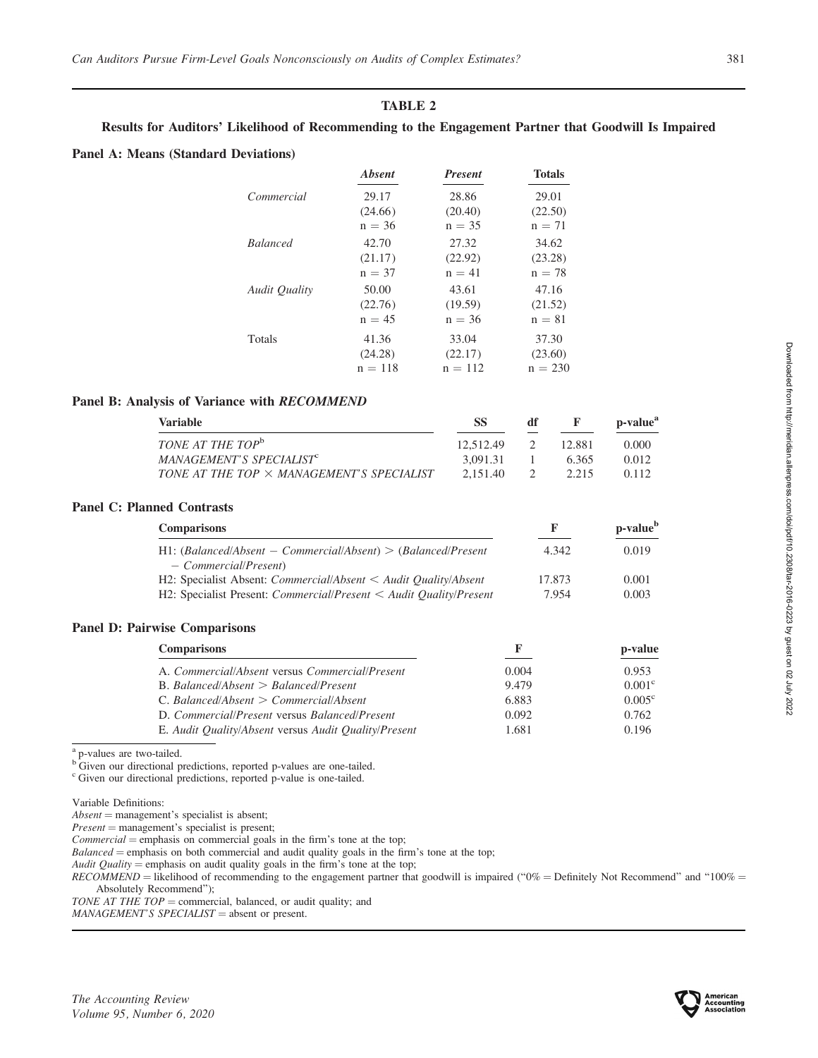## TABLE 2

### Results for Auditors' Likelihood of Recommending to the Engagement Partner that Goodwill Is Impaired

#### Panel A: Means (Standard Deviations)

| | *Absent* | *Present* | **Totals** |
|---|---|---|---|
| *Commercial* | 29.17<br>(24.66)<br>n = 36 | 28.86<br>(20.40)<br>n = 35 | 29.01<br>(22.50)<br>n = 71 |
| *Balanced* | 42.70<br>(21.17)<br>n = 37 | 27.32<br>(22.92)<br>n = 41 | 34.62<br>(23.28)<br>n = 78 |
| *Audit Quality* | 50.00<br>(22.76)<br>n = 45 | 43.61<br>(19.59)<br>n = 36 | 47.16<br>(21.52)<br>n = 81 |
| Totals | 41.36<br>(24.28)<br>n = 118 | 33.04<br>(22.17)<br>n = 112 | 37.30<br>(23.60)<br>n = 230 |

#### Panel B: Analysis of Variance with *RECOMMEND*

| Variable | SS | df | F | p-value[a] |
|---|---|---|---|---|
| *TONE AT THE TOP*[b] | 12,512.49 | 2 | 12.881 | 0.000 |
| *MANAGEMENT'S SPECIALIST*[c] | 3,091.31 | 1 | 6.365 | 0.012 |
| *TONE AT THE TOP* × *MANAGEMENT'S SPECIALIST* | 2,151.40 | 2 | 2.215 | 0.112 |

#### Panel C: Planned Contrasts

| Comparisons | F | p-value[b] |
|---|---|---|
| H1: (*Balanced/Absent* − *Commercial/Absent*) > (*Balanced/Present* − *Commercial/Present*) | 4.342 | 0.019 |
| H2: Specialist Absent: *Commercial/Absent* < *Audit Quality/Absent* | 17.873 | 0.001 |
| H2: Specialist Present: *Commercial/Present* < *Audit Quality/Present* | 7.954 | 0.003 |

#### Panel D: Pairwise Comparisons

| Comparisons | F | p-value |
|---|---|---|
| A. *Commercial/Absent* versus *Commercial/Present* | 0.004 | 0.953 |
| B. *Balanced/Absent* > *Balanced/Present* | 9.479 | 0.001[c] |
| C. *Balanced/Absent* > *Commercial/Absent* | 6.883 | 0.005[c] |
| D. *Commercial/Present* versus *Balanced/Present* | 0.092 | 0.762 |
| E. *Audit Quality/Absent* versus *Audit Quality/Present* | 1.681 | 0.196 |

[a] p-values are two-tailed.
[b] Given our directional predictions, reported p-values are one-tailed.
[c] Given our directional predictions, reported p-value is one-tailed.

Variable Definitions:
*Absent* = management's specialist is absent;
*Present* = management's specialist is present;
*Commercial* = emphasis on commercial goals in the firm's tone at the top;
*Balanced* = emphasis on both commercial and audit quality goals in the firm's tone at the top;
*Audit Quality* = emphasis on audit quality goals in the firm's tone at the top;
*RECOMMEND* = likelihood of recommending to the engagement partner that goodwill is impaired ("0% = Definitely Not Recommend" and "100% = Absolutely Recommend");
*TONE AT THE TOP* = commercial, balanced, or audit quality; and
*MANAGEMENT'S SPECIALIST* = absent or present.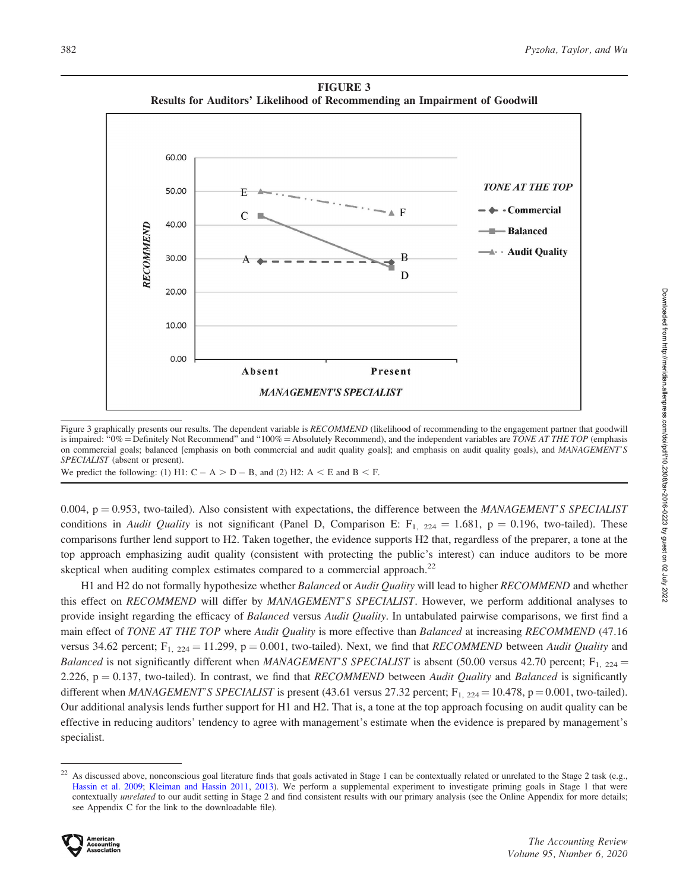**FIGURE 3**
**Results for Auditors' Likelihood of Recommending an Impairment of Goodwill**

Figure 3 graphically presents our results. The dependent variable is *RECOMMEND* (likelihood of recommending to the engagement partner that goodwill is impaired: "0% = Definitely Not Recommend" and "100% = Absolutely Recommend), and the independent variables are *TONE AT THE TOP* (emphasis on commercial goals; balanced [emphasis on both commercial and audit quality goals]; and emphasis on audit quality goals), and *MANAGEMENT'S SPECIALIST* (absent or present).

We predict the following: (1) H1: C − A > D − B, and (2) H2: A < E and B < F.

0.004, $p = 0.953$, two-tailed). Also consistent with expectations, the difference between the *MANAGEMENT'S SPECIALIST* conditions in *Audit Quality* is not significant (Panel D, Comparison E: $F_{1,\ 224} = 1.681$, $p = 0.196$, two-tailed). These comparisons further lend support to H2. Taken together, the evidence supports H2 that, regardless of the preparer, a tone at the top approach emphasizing audit quality (consistent with protecting the public's interest) can induce auditors to be more skeptical when auditing complex estimates compared to a commercial approach.[22]

H1 and H2 do not formally hypothesize whether *Balanced* or *Audit Quality* will lead to higher *RECOMMEND* and whether this effect on *RECOMMEND* will differ by *MANAGEMENT'S SPECIALIST*. However, we perform additional analyses to provide insight regarding the efficacy of *Balanced* versus *Audit Quality*. In untabulated pairwise comparisons, we first find a main effect of *TONE AT THE TOP* where *Audit Quality* is more effective than *Balanced* at increasing *RECOMMEND* (47.16 versus 34.62 percent; $F_{1,\ 224} = 11.299$, $p = 0.001$, two-tailed). Next, we find that *RECOMMEND* between *Audit Quality* and *Balanced* is not significantly different when *MANAGEMENT'S SPECIALIST* is absent (50.00 versus 42.70 percent; $F_{1,\ 224} = 2.226$, $p = 0.137$, two-tailed). In contrast, we find that *RECOMMEND* between *Audit Quality* and *Balanced* is significantly different when *MANAGEMENT'S SPECIALIST* is present (43.61 versus 27.32 percent; $F_{1,\ 224} = 10.478$, $p = 0.001$, two-tailed). Our additional analysis lends further support for H1 and H2. That is, a tone at the top approach focusing on audit quality can be effective in reducing auditors' tendency to agree with management's estimate when the evidence is prepared by management's specialist.

[22] As discussed above, nonconscious goal literature finds that goals activated in Stage 1 can be contextually related or unrelated to the Stage 2 task (e.g., Hassin et al. 2009; Kleiman and Hassin 2011, 2013). We perform a supplemental experiment to investigate priming goals in Stage 1 that were contextually *unrelated* to our audit setting in Stage 2 and find consistent results with our primary analysis (see the Online Appendix for more details; see Appendix C for the link to the downloadable file).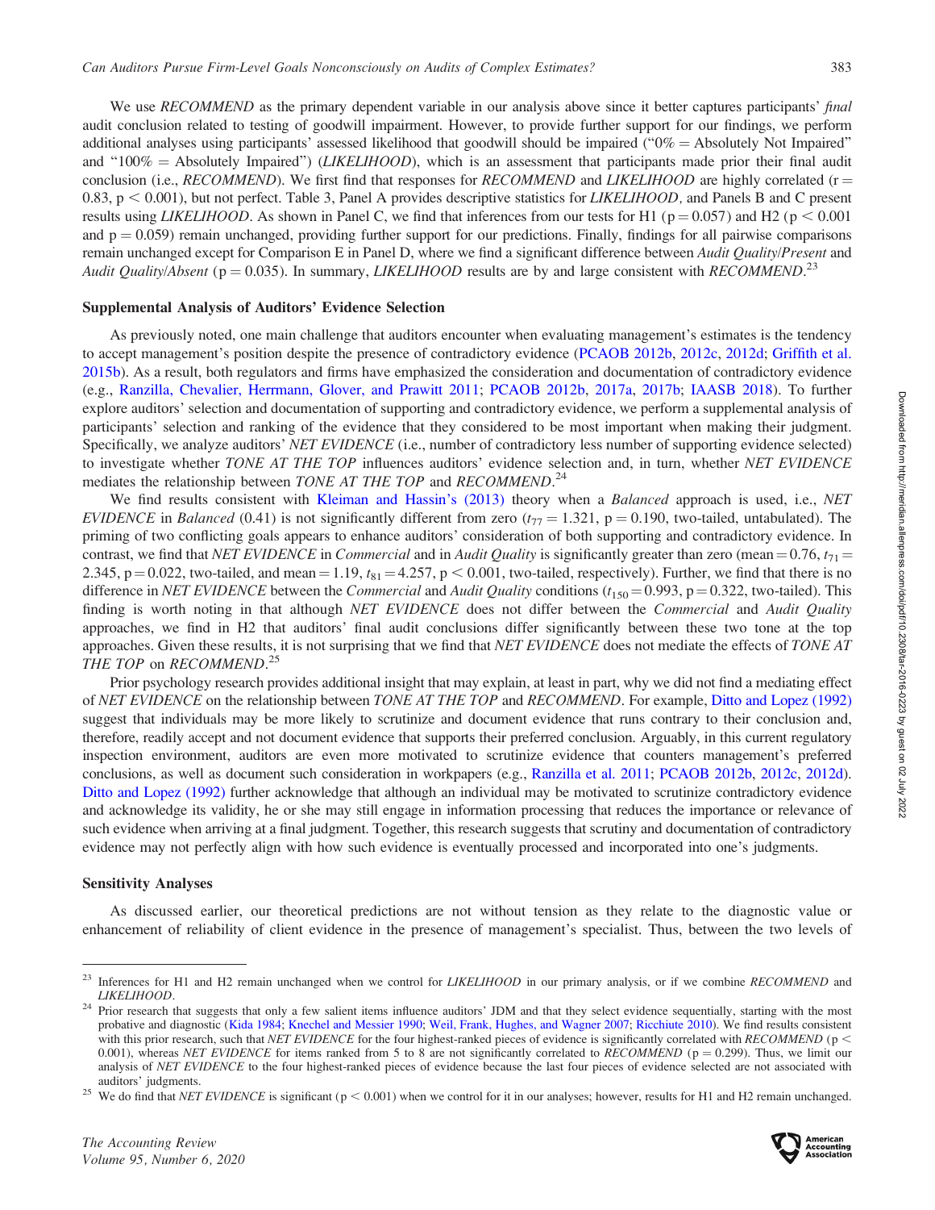We use *RECOMMEND* as the primary dependent variable in our analysis above since it better captures participants' *final* audit conclusion related to testing of goodwill impairment. However, to provide further support for our findings, we perform additional analyses using participants' assessed likelihood that goodwill should be impaired ("0% = Absolutely Not Impaired" and "100% = Absolutely Impaired") (*LIKELIHOOD*), which is an assessment that participants made prior their final audit conclusion (i.e., *RECOMMEND*). We first find that responses for *RECOMMEND* and *LIKELIHOOD* are highly correlated ($r = 0.83$, $p < 0.001$), but not perfect. Table 3, Panel A provides descriptive statistics for *LIKELIHOOD*, and Panels B and C present results using *LIKELIHOOD*. As shown in Panel C, we find that inferences from our tests for H1 ($p = 0.057$) and H2 ($p < 0.001$ and $p = 0.059$) remain unchanged, providing further support for our predictions. Finally, findings for all pairwise comparisons remain unchanged except for Comparison E in Panel D, where we find a significant difference between *Audit Quality/Present* and *Audit Quality/Absent* ($p = 0.035$). In summary, *LIKELIHOOD* results are by and large consistent with *RECOMMEND*.[23]

### Supplemental Analysis of Auditors' Evidence Selection

As previously noted, one main challenge that auditors encounter when evaluating management's estimates is the tendency to accept management's position despite the presence of contradictory evidence (PCAOB 2012b, 2012c, 2012d; Griffith et al. 2015b). As a result, both regulators and firms have emphasized the consideration and documentation of contradictory evidence (e.g., Ranzilla, Chevalier, Herrmann, Glover, and Prawitt 2011; PCAOB 2012b, 2017a, 2017b; IAASB 2018). To further explore auditors' selection and documentation of supporting and contradictory evidence, we perform a supplemental analysis of participants' selection and ranking of the evidence that they considered to be most important when making their judgment. Specifically, we analyze auditors' *NET EVIDENCE* (i.e., number of contradictory less number of supporting evidence selected) to investigate whether *TONE AT THE TOP* influences auditors' evidence selection and, in turn, whether *NET EVIDENCE* mediates the relationship between *TONE AT THE TOP* and *RECOMMEND*.[24]

We find results consistent with Kleiman and Hassin's (2013) theory when a *Balanced* approach is used, i.e., *NET EVIDENCE* in *Balanced* (0.41) is not significantly different from zero ($t_{77} = 1.321$, $p = 0.190$, two-tailed, untabulated). The priming of two conflicting goals appears to enhance auditors' consideration of both supporting and contradictory evidence. In contrast, we find that *NET EVIDENCE* in *Commercial* and in *Audit Quality* is significantly greater than zero (mean = 0.76, $t_{71} = 2.345$, $p = 0.022$, two-tailed, and mean = 1.19, $t_{81} = 4.257$, $p < 0.001$, two-tailed, respectively). Further, we find that there is no difference in *NET EVIDENCE* between the *Commercial* and *Audit Quality* conditions ($t_{150} = 0.993$, $p = 0.322$, two-tailed). This finding is worth noting in that although *NET EVIDENCE* does not differ between the *Commercial* and *Audit Quality* approaches, we find in H2 that auditors' final audit conclusions differ significantly between these two tone at the top approaches. Given these results, it is not surprising that we find that *NET EVIDENCE* does not mediate the effects of *TONE AT THE TOP* on *RECOMMEND*.[25]

Prior psychology research provides additional insight that may explain, at least in part, why we did not find a mediating effect of *NET EVIDENCE* on the relationship between *TONE AT THE TOP* and *RECOMMEND*. For example, Ditto and Lopez (1992) suggest that individuals may be more likely to scrutinize and document evidence that runs contrary to their conclusion and, therefore, readily accept and not document evidence that supports their preferred conclusion. Arguably, in this current regulatory inspection environment, auditors are even more motivated to scrutinize evidence that counters management's preferred conclusions, as well as document such consideration in workpapers (e.g., Ranzilla et al. 2011; PCAOB 2012b, 2012c, 2012d). Ditto and Lopez (1992) further acknowledge that although an individual may be motivated to scrutinize contradictory evidence and acknowledge its validity, he or she may still engage in information processing that reduces the importance or relevance of such evidence when arriving at a final judgment. Together, this research suggests that scrutiny and documentation of contradictory evidence may not perfectly align with how such evidence is eventually processed and incorporated into one's judgments.

### Sensitivity Analyses

As discussed earlier, our theoretical predictions are not without tension as they relate to the diagnostic value or enhancement of reliability of client evidence in the presence of management's specialist. Thus, between the two levels of

---

[23] Inferences for H1 and H2 remain unchanged when we control for *LIKELIHOOD* in our primary analysis, or if we combine *RECOMMEND* and *LIKELIHOOD*.

[24] Prior research that suggests that only a few salient items influence auditors' JDM and that they select evidence sequentially, starting with the most probative and diagnostic (Kida 1984; Knechel and Messier 1990; Weil, Frank, Hughes, and Wagner 2007; Ricchiute 2010). We find results consistent with this prior research, such that *NET EVIDENCE* for the four highest-ranked pieces of evidence is significantly correlated with *RECOMMEND* ($p < 0.001$), whereas *NET EVIDENCE* for items ranked from 5 to 8 are not significantly correlated to *RECOMMEND* ($p = 0.299$). Thus, we limit our analysis of *NET EVIDENCE* to the four highest-ranked pieces of evidence because the last four pieces of evidence selected are not associated with auditors' judgments.

[25] We do find that *NET EVIDENCE* is significant ($p < 0.001$) when we control for it in our analyses; however, results for H1 and H2 remain unchanged.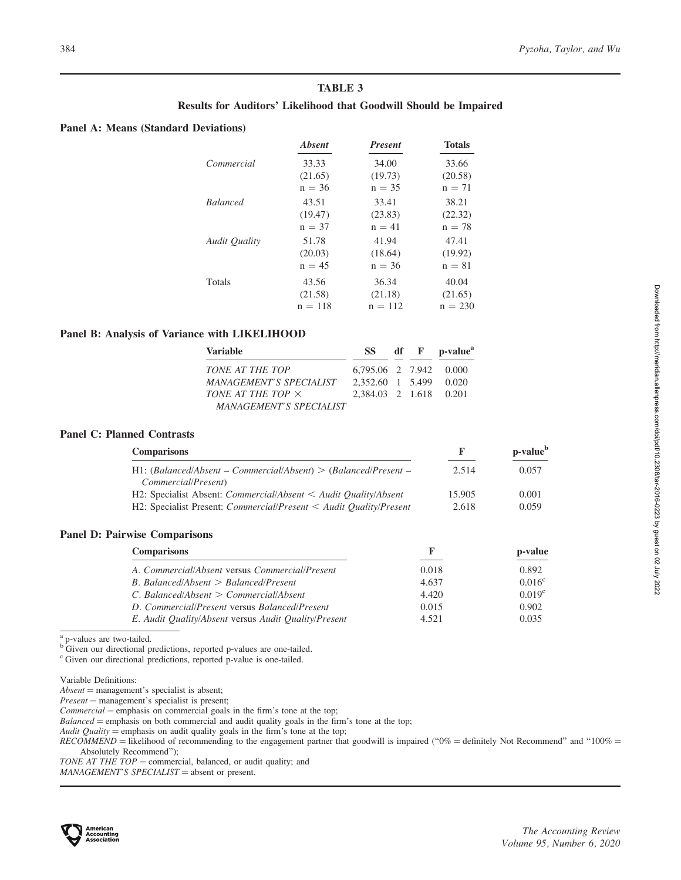## TABLE 3

### Results for Auditors' Likelihood that Goodwill Should be Impaired

**Panel A: Means (Standard Deviations)**

| | *Absent* | *Present* | **Totals** |
|---|---|---|---|
| *Commercial* | 33.33<br>(21.65)<br>n = 36 | 34.00<br>(19.73)<br>n = 35 | 33.66<br>(20.58)<br>n = 71 |
| *Balanced* | 43.51<br>(19.47)<br>n = 37 | 33.41<br>(23.83)<br>n = 41 | 38.21<br>(22.32)<br>n = 78 |
| *Audit Quality* | 51.78<br>(20.03)<br>n = 45 | 41.94<br>(18.64)<br>n = 36 | 47.41<br>(19.92)<br>n = 81 |
| Totals | 43.56<br>(21.58)<br>n = 118 | 36.34<br>(21.18)<br>n = 112 | 40.04<br>(21.65)<br>n = 230 |

**Panel B: Analysis of Variance with LIKELIHOOD**

| Variable | SS | df | F | p-value[a] |
|---|---|---|---|---|
| *TONE AT THE TOP* | 6,795.06 | 2 | 7.942 | 0.000 |
| *MANAGEMENT'S SPECIALIST* | 2,352.60 | 1 | 5.499 | 0.020 |
| *TONE AT THE TOP* × *MANAGEMENT'S SPECIALIST* | 2,384.03 | 2 | 1.618 | 0.201 |

**Panel C: Planned Contrasts**

| Comparisons | F | p-value[b] |
|---|---|---|
| H1: (*Balanced/Absent – Commercial/Absent*) > (*Balanced/Present – Commercial/Present*) | 2.514 | 0.057 |
| H2: Specialist Absent: *Commercial/Absent* < *Audit Quality/Absent* | 15.905 | 0.001 |
| H2: Specialist Present: *Commercial/Present* < *Audit Quality/Present* | 2.618 | 0.059 |

**Panel D: Pairwise Comparisons**

| Comparisons | F | p-value |
|---|---|---|
| *A. Commercial/Absent* versus *Commercial/Present* | 0.018 | 0.892 |
| *B. Balanced/Absent* > *Balanced/Present* | 4.637 | 0.016[c] |
| *C. Balanced/Absent* > *Commercial/Absent* | 4.420 | 0.019[c] |
| *D. Commercial/Present* versus *Balanced/Present* | 0.015 | 0.902 |
| *E. Audit Quality/Absent* versus *Audit Quality/Present* | 4.521 | 0.035 |

[a] p-values are two-tailed.
[b] Given our directional predictions, reported p-values are one-tailed.
[c] Given our directional predictions, reported p-value is one-tailed.

Variable Definitions:
*Absent* = management's specialist is absent;
*Present* = management's specialist is present;
*Commercial* = emphasis on commercial goals in the firm's tone at the top;
*Balanced* = emphasis on both commercial and audit quality goals in the firm's tone at the top;
*Audit Quality* = emphasis on audit quality goals in the firm's tone at the top;
*RECOMMEND* = likelihood of recommending to the engagement partner that goodwill is impaired ("0% = definitely Not Recommend" and "100% = Absolutely Recommend");
*TONE AT THE TOP* = commercial, balanced, or audit quality; and
*MANAGEMENT'S SPECIALIST* = absent or present.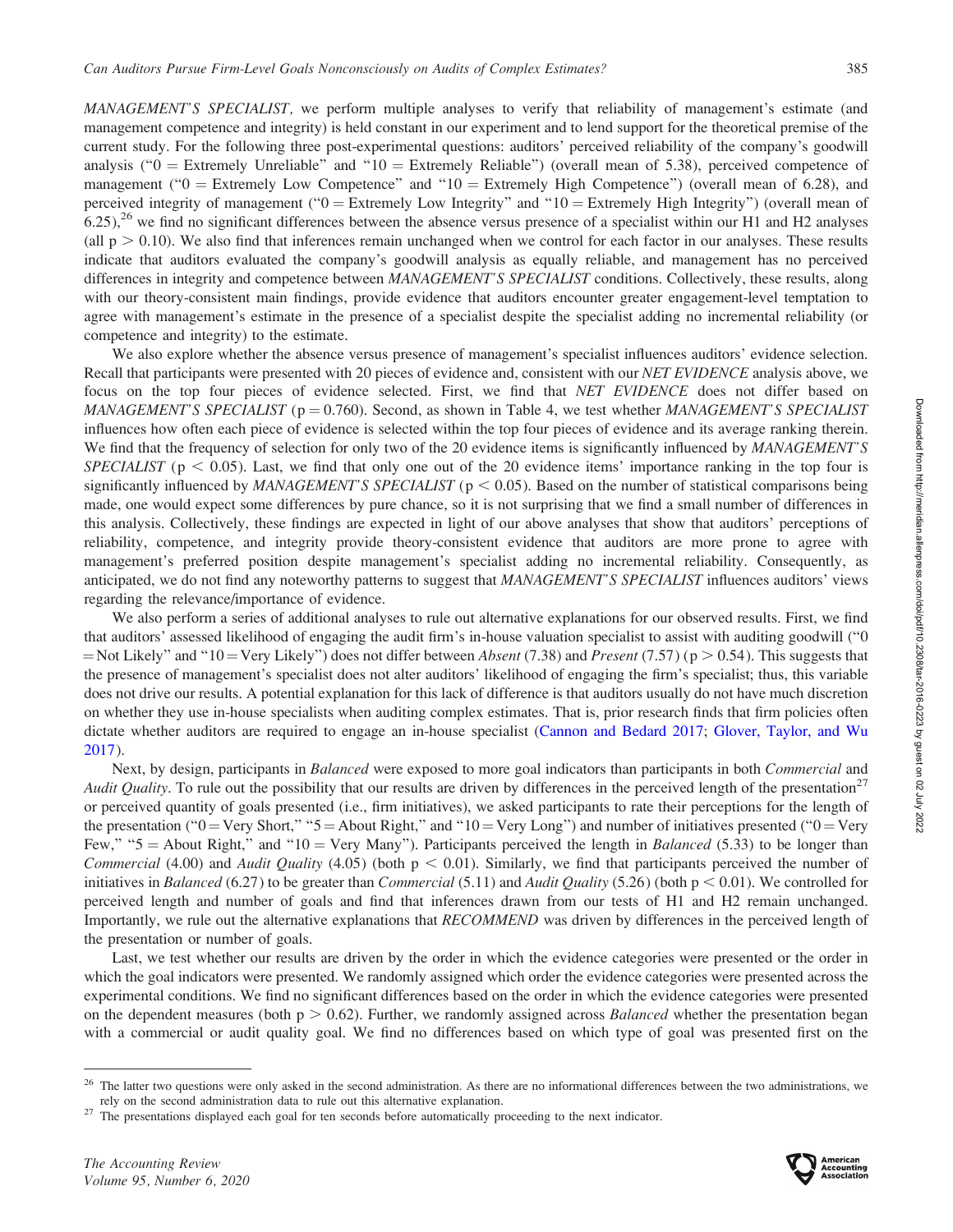*MANAGEMENT'S SPECIALIST,* we perform multiple analyses to verify that reliability of management's estimate (and management competence and integrity) is held constant in our experiment and to lend support for the theoretical premise of the current study. For the following three post-experimental questions: auditors' perceived reliability of the company's goodwill analysis ("0 = Extremely Unreliable" and "10 = Extremely Reliable") (overall mean of 5.38), perceived competence of management ("0 = Extremely Low Competence" and "10 = Extremely High Competence") (overall mean of 6.28), and perceived integrity of management ("0 = Extremely Low Integrity" and "10 = Extremely High Integrity") (overall mean of 6.25),[26] we find no significant differences between the absence versus presence of a specialist within our H1 and H2 analyses (all $p > 0.10$). We also find that inferences remain unchanged when we control for each factor in our analyses. These results indicate that auditors evaluated the company's goodwill analysis as equally reliable, and management has no perceived differences in integrity and competence between *MANAGEMENT'S SPECIALIST* conditions. Collectively, these results, along with our theory-consistent main findings, provide evidence that auditors encounter greater engagement-level temptation to agree with management's estimate in the presence of a specialist despite the specialist adding no incremental reliability (or competence and integrity) to the estimate.

We also explore whether the absence versus presence of management's specialist influences auditors' evidence selection. Recall that participants were presented with 20 pieces of evidence and, consistent with our *NET EVIDENCE* analysis above, we focus on the top four pieces of evidence selected. First, we find that *NET EVIDENCE* does not differ based on *MANAGEMENT'S SPECIALIST* ($p = 0.760$). Second, as shown in Table 4, we test whether *MANAGEMENT'S SPECIALIST* influences how often each piece of evidence is selected within the top four pieces of evidence and its average ranking therein. We find that the frequency of selection for only two of the 20 evidence items is significantly influenced by *MANAGEMENT'S SPECIALIST* ($p < 0.05$). Last, we find that only one out of the 20 evidence items' importance ranking in the top four is significantly influenced by *MANAGEMENT'S SPECIALIST* ($p < 0.05$). Based on the number of statistical comparisons being made, one would expect some differences by pure chance, so it is not surprising that we find a small number of differences in this analysis. Collectively, these findings are expected in light of our above analyses that show that auditors' perceptions of reliability, competence, and integrity provide theory-consistent evidence that auditors are more prone to agree with management's preferred position despite management's specialist adding no incremental reliability. Consequently, as anticipated, we do not find any noteworthy patterns to suggest that *MANAGEMENT'S SPECIALIST* influences auditors' views regarding the relevance/importance of evidence.

We also perform a series of additional analyses to rule out alternative explanations for our observed results. First, we find that auditors' assessed likelihood of engaging the audit firm's in-house valuation specialist to assist with auditing goodwill ("0 = Not Likely" and "10 = Very Likely") does not differ between *Absent* (7.38) and *Present* (7.57) ($p > 0.54$). This suggests that the presence of management's specialist does not alter auditors' likelihood of engaging the firm's specialist; thus, this variable does not drive our results. A potential explanation for this lack of difference is that auditors usually do not have much discretion on whether they use in-house specialists when auditing complex estimates. That is, prior research finds that firm policies often dictate whether auditors are required to engage an in-house specialist (Cannon and Bedard 2017; Glover, Taylor, and Wu 2017).

Next, by design, participants in *Balanced* were exposed to more goal indicators than participants in both *Commercial* and *Audit Quality*. To rule out the possibility that our results are driven by differences in the perceived length of the presentation[27] or perceived quantity of goals presented (i.e., firm initiatives), we asked participants to rate their perceptions for the length of the presentation ("0 = Very Short," "5 = About Right," and "10 = Very Long") and number of initiatives presented ("0 = Very Few," "5 = About Right," and "10 = Very Many"). Participants perceived the length in *Balanced* (5.33) to be longer than *Commercial* (4.00) and *Audit Quality* (4.05) (both $p < 0.01$). Similarly, we find that participants perceived the number of initiatives in *Balanced* (6.27) to be greater than *Commercial* (5.11) and *Audit Quality* (5.26) (both $p < 0.01$). We controlled for perceived length and number of goals and find that inferences drawn from our tests of H1 and H2 remain unchanged. Importantly, we rule out the alternative explanations that *RECOMMEND* was driven by differences in the perceived length of the presentation or number of goals.

Last, we test whether our results are driven by the order in which the evidence categories were presented or the order in which the goal indicators were presented. We randomly assigned which order the evidence categories were presented across the experimental conditions. We find no significant differences based on the order in which the evidence categories were presented on the dependent measures (both $p > 0.62$). Further, we randomly assigned across *Balanced* whether the presentation began with a commercial or audit quality goal. We find no differences based on which type of goal was presented first on the

---

[26] The latter two questions were only asked in the second administration. As there are no informational differences between the two administrations, we rely on the second administration data to rule out this alternative explanation.

[27] The presentations displayed each goal for ten seconds before automatically proceeding to the next indicator.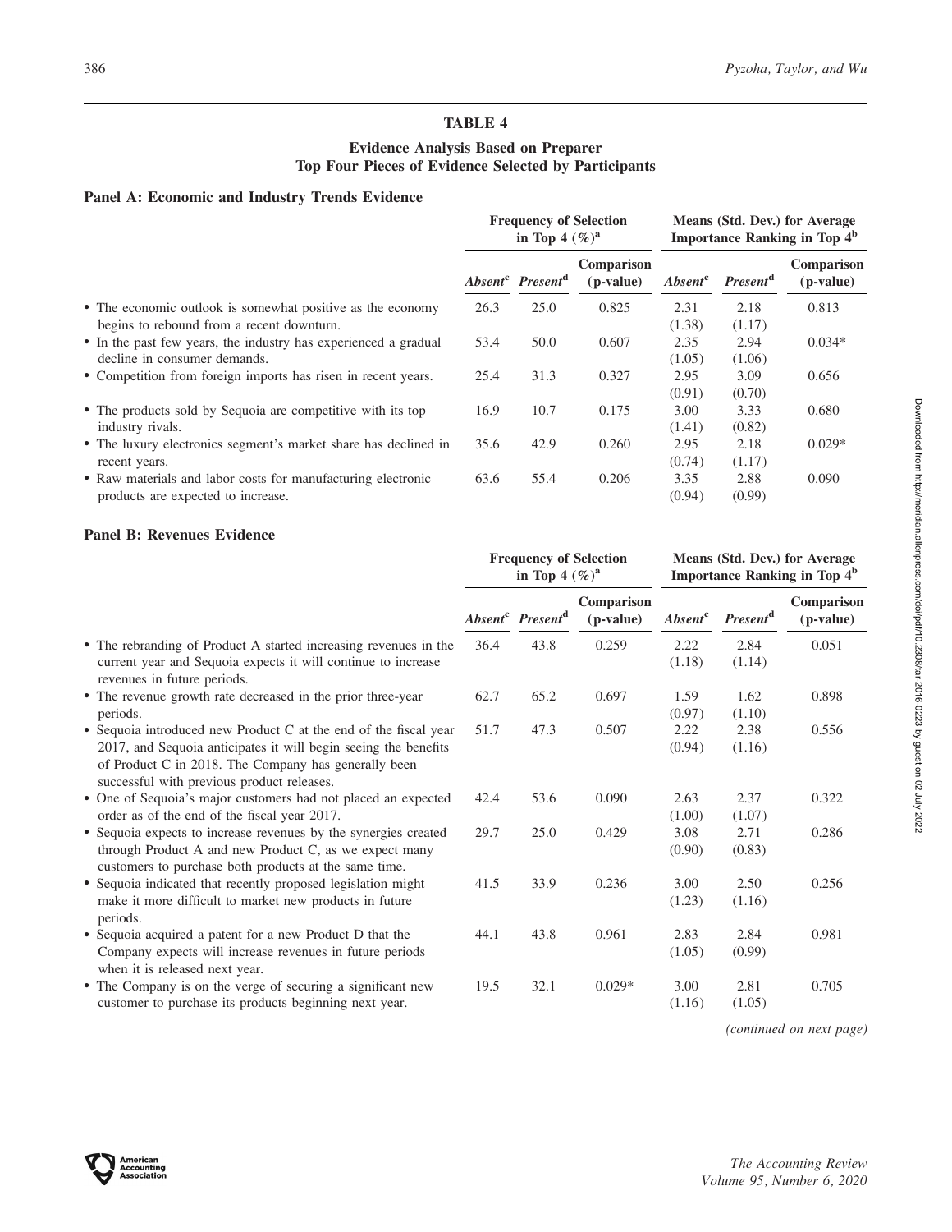## TABLE 4

### Evidence Analysis Based on Preparer Top Four Pieces of Evidence Selected by Participants

#### Panel A: Economic and Industry Trends Evidence

| | Frequency of Selection in Top 4 (%)[a] | | | Means (Std. Dev.) for Average Importance Ranking in Top 4[b] | | |
|---|---|---|---|---|---|---|
| | *Absent*[c] | *Present*[d] | Comparison (p-value) | *Absent*[c] | *Present*[d] | Comparison (p-value) |
| • The economic outlook is somewhat positive as the economy begins to rebound from a recent downturn. | 26.3 | 25.0 | 0.825 | 2.31 (1.38) | 2.18 (1.17) | 0.813 |
| • In the past few years, the industry has experienced a gradual decline in consumer demands. | 53.4 | 50.0 | 0.607 | 2.35 (1.05) | 2.94 (1.06) | 0.034* |
| • Competition from foreign imports has risen in recent years. | 25.4 | 31.3 | 0.327 | 2.95 (0.91) | 3.09 (0.70) | 0.656 |
| • The products sold by Sequoia are competitive with its top industry rivals. | 16.9 | 10.7 | 0.175 | 3.00 (1.41) | 3.33 (0.82) | 0.680 |
| • The luxury electronics segment's market share has declined in recent years. | 35.6 | 42.9 | 0.260 | 2.95 (0.74) | 2.18 (1.17) | 0.029* |
| • Raw materials and labor costs for manufacturing electronic products are expected to increase. | 63.6 | 55.4 | 0.206 | 3.35 (0.94) | 2.88 (0.99) | 0.090 |

#### Panel B: Revenues Evidence

| | Frequency of Selection in Top 4 (%)[a] | | | Means (Std. Dev.) for Average Importance Ranking in Top 4[b] | | |
|---|---|---|---|---|---|---|
| | *Absent*[c] | *Present*[d] | Comparison (p-value) | *Absent*[c] | *Present*[d] | Comparison (p-value) |
| • The rebranding of Product A started increasing revenues in the current year and Sequoia expects it will continue to increase revenues in future periods. | 36.4 | 43.8 | 0.259 | 2.22 (1.18) | 2.84 (1.14) | 0.051 |
| • The revenue growth rate decreased in the prior three-year periods. | 62.7 | 65.2 | 0.697 | 1.59 (0.97) | 1.62 (1.10) | 0.898 |
| • Sequoia introduced new Product C at the end of the fiscal year 2017, and Sequoia anticipates it will begin seeing the benefits of Product C in 2018. The Company has generally been successful with previous product releases. | 51.7 | 47.3 | 0.507 | 2.22 (0.94) | 2.38 (1.16) | 0.556 |
| • One of Sequoia's major customers had not placed an expected order as of the end of the fiscal year 2017. | 42.4 | 53.6 | 0.090 | 2.63 (1.00) | 2.37 (1.07) | 0.322 |
| • Sequoia expects to increase revenues by the synergies created through Product A and new Product C, as we expect many customers to purchase both products at the same time. | 29.7 | 25.0 | 0.429 | 3.08 (0.90) | 2.71 (0.83) | 0.286 |
| • Sequoia indicated that recently proposed legislation might make it more difficult to market new products in future periods. | 41.5 | 33.9 | 0.236 | 3.00 (1.23) | 2.50 (1.16) | 0.256 |
| • Sequoia acquired a patent for a new Product D that the Company expects will increase revenues in future periods when it is released next year. | 44.1 | 43.8 | 0.961 | 2.83 (1.05) | 2.84 (0.99) | 0.981 |
| • The Company is on the verge of securing a significant new customer to purchase its products beginning next year. | 19.5 | 32.1 | 0.029* | 3.00 (1.16) | 2.81 (1.05) | 0.705 |

*(continued on next page)*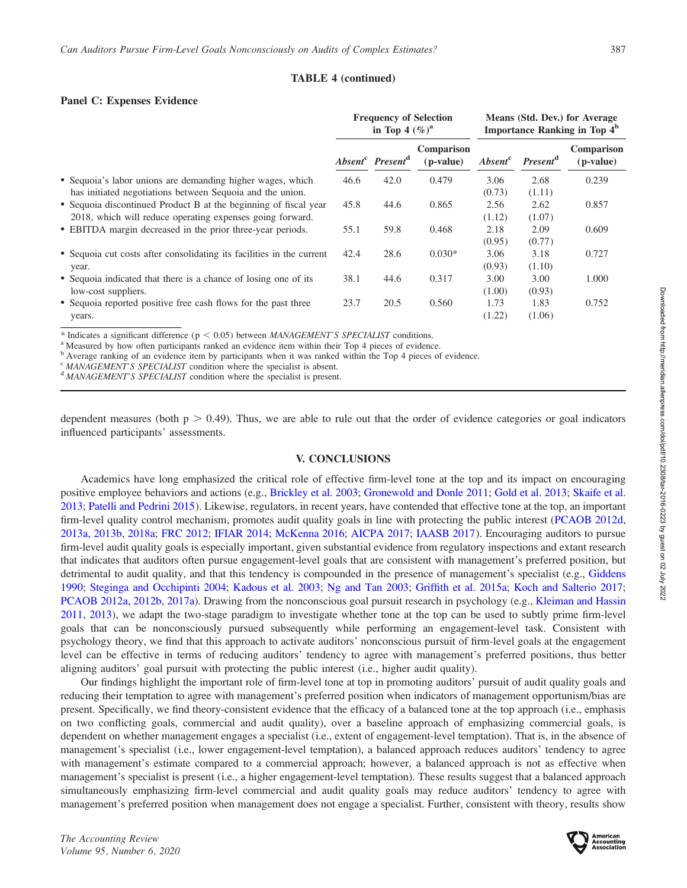**TABLE 4 (continued)**

**Panel C: Expenses Evidence**

| | Frequency of Selection in Top 4 (%)[a] | | | Means (Std. Dev.) for Average Importance Ranking in Top 4[b] | | |
|---|---|---|---|---|---|---|
| | *Absent*[c] | *Present*[d] | Comparison (p-value) | *Absent*[c] | *Present*[d] | Comparison (p-value) |
| • Sequoia's labor unions are demanding higher wages, which has initiated negotiations between Sequoia and the union. | 46.6 | 42.0 | 0.479 | 3.06 (0.73) | 2.68 (1.11) | 0.239 |
| • Sequoia discontinued Product B at the beginning of fiscal year 2018, which will reduce operating expenses going forward. | 45.8 | 44.6 | 0.865 | 2.56 (1.12) | 2.62 (1.07) | 0.857 |
| • EBITDA margin decreased in the prior three-year periods. | 55.1 | 59.8 | 0.468 | 2.18 (0.95) | 2.09 (0.77) | 0.609 |
| • Sequoia cut costs after consolidating its facilities in the current year. | 42.4 | 28.6 | 0.030* | 3.06 (0.93) | 3.18 (1.10) | 0.727 |
| • Sequoia indicated that there is a chance of losing one of its low-cost suppliers. | 38.1 | 44.6 | 0.317 | 3.00 (1.00) | 3.00 (0.93) | 1.000 |
| • Sequoia reported positive free cash flows for the past three years. | 23.7 | 20.5 | 0.560 | 1.73 (1.22) | 1.83 (1.06) | 0.752 |

\* Indicates a significant difference ($p < 0.05$) between *MANAGEMENT'S SPECIALIST* conditions.
[a] Measured by how often participants ranked an evidence item within their Top 4 pieces of evidence.
[b] Average ranking of an evidence item by participants when it was ranked within the Top 4 pieces of evidence.
[c] *MANAGEMENT'S SPECIALIST* condition where the specialist is absent.
[d] *MANAGEMENT'S SPECIALIST* condition where the specialist is present.

dependent measures (both $p > 0.49$). Thus, we are able to rule out that the order of evidence categories or goal indicators influenced participants' assessments.

## V. CONCLUSIONS

Academics have long emphasized the critical role of effective firm-level tone at the top and its impact on encouraging positive employee behaviors and actions (e.g., Brickley et al. 2003; Gronewold and Donle 2011; Gold et al. 2013; Skaife et al. 2013; Patelli and Pedrini 2015). Likewise, regulators, in recent years, have contended that effective tone at the top, an important firm-level quality control mechanism, promotes audit quality goals in line with protecting the public interest (PCAOB 2012d, 2013a, 2013b, 2018a; FRC 2012; IFIAR 2014; McKenna 2016; AICPA 2017; IAASB 2017). Encouraging auditors to pursue firm-level audit quality goals is especially important, given substantial evidence from regulatory inspections and extant research that indicates that auditors often pursue engagement-level goals that are consistent with management's preferred position, but detrimental to audit quality, and that this tendency is compounded in the presence of management's specialist (e.g., Giddens 1990; Steginga and Occhipinti 2004; Kadous et al. 2003; Ng and Tan 2003; Griffith et al. 2015a; Koch and Salterio 2017; PCAOB 2012a, 2012b, 2017a). Drawing from the nonconscious goal pursuit research in psychology (e.g., Kleiman and Hassin 2011, 2013), we adapt the two-stage paradigm to investigate whether tone at the top can be used to subtly prime firm-level goals that can be nonconsciously pursued subsequently while performing an engagement-level task. Consistent with psychology theory, we find that this approach to activate auditors' nonconscious pursuit of firm-level goals at the engagement level can be effective in terms of reducing auditors' tendency to agree with management's preferred positions, thus better aligning auditors' goal pursuit with protecting the public interest (i.e., higher audit quality).

Our findings highlight the important role of firm-level tone at top in promoting auditors' pursuit of audit quality goals and reducing their temptation to agree with management's preferred position when indicators of management opportunism/bias are present. Specifically, we find theory-consistent evidence that the efficacy of a balanced tone at the top approach (i.e., emphasis on two conflicting goals, commercial and audit quality), over a baseline approach of emphasizing commercial goals, is dependent on whether management engages a specialist (i.e., extent of engagement-level temptation). That is, in the absence of management's specialist (i.e., lower engagement-level temptation), a balanced approach reduces auditors' tendency to agree with management's estimate compared to a commercial approach; however, a balanced approach is not as effective when management's specialist is present (i.e., a higher engagement-level temptation). These results suggest that a balanced approach simultaneously emphasizing firm-level commercial and audit quality goals may reduce auditors' tendency to agree with management's preferred position when management does not engage a specialist. Further, consistent with theory, results show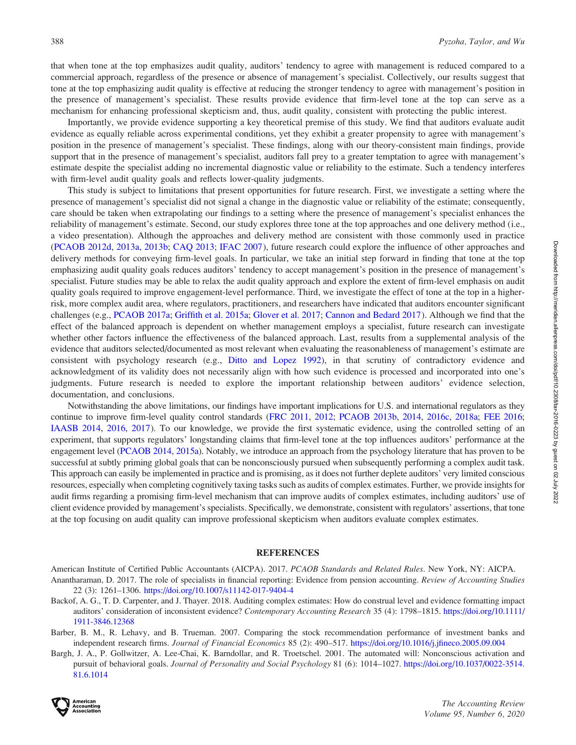that when tone at the top emphasizes audit quality, auditors' tendency to agree with management is reduced compared to a commercial approach, regardless of the presence or absence of management's specialist. Collectively, our results suggest that tone at the top emphasizing audit quality is effective at reducing the stronger tendency to agree with management's position in the presence of management's specialist. These results provide evidence that firm-level tone at the top can serve as a mechanism for enhancing professional skepticism and, thus, audit quality, consistent with protecting the public interest.

Importantly, we provide evidence supporting a key theoretical premise of this study. We find that auditors evaluate audit evidence as equally reliable across experimental conditions, yet they exhibit a greater propensity to agree with management's position in the presence of management's specialist. These findings, along with our theory-consistent main findings, provide support that in the presence of management's specialist, auditors fall prey to a greater temptation to agree with management's estimate despite the specialist adding no incremental diagnostic value or reliability to the estimate. Such a tendency interferes with firm-level audit quality goals and reflects lower-quality judgments.

This study is subject to limitations that present opportunities for future research. First, we investigate a setting where the presence of management's specialist did not signal a change in the diagnostic value or reliability of the estimate; consequently, care should be taken when extrapolating our findings to a setting where the presence of management's specialist enhances the reliability of management's estimate. Second, our study explores three tone at the top approaches and one delivery method (i.e., a video presentation). Although the approaches and delivery method are consistent with those commonly used in practice (PCAOB 2012d, 2013a, 2013b; CAQ 2013; IFAC 2007), future research could explore the influence of other approaches and delivery methods for conveying firm-level goals. In particular, we take an initial step forward in finding that tone at the top emphasizing audit quality goals reduces auditors' tendency to accept management's position in the presence of management's specialist. Future studies may be able to relax the audit quality approach and explore the extent of firm-level emphasis on audit quality goals required to improve engagement-level performance. Third, we investigate the effect of tone at the top in a higher-risk, more complex audit area, where regulators, practitioners, and researchers have indicated that auditors encounter significant challenges (e.g., PCAOB 2017a; Griffith et al. 2015a; Glover et al. 2017; Cannon and Bedard 2017). Although we find that the effect of the balanced approach is dependent on whether management employs a specialist, future research can investigate whether other factors influence the effectiveness of the balanced approach. Last, results from a supplemental analysis of the evidence that auditors selected/documented as most relevant when evaluating the reasonableness of management's estimate are consistent with psychology research (e.g., Ditto and Lopez 1992), in that scrutiny of contradictory evidence and acknowledgment of its validity does not necessarily align with how such evidence is processed and incorporated into one's judgments. Future research is needed to explore the important relationship between auditors' evidence selection, documentation, and conclusions.

Notwithstanding the above limitations, our findings have important implications for U.S. and international regulators as they continue to improve firm-level quality control standards (FRC 2011, 2012; PCAOB 2013b, 2014, 2016c, 2018a; FEE 2016; IAASB 2014, 2016, 2017). To our knowledge, we provide the first systematic evidence, using the controlled setting of an experiment, that supports regulators' longstanding claims that firm-level tone at the top influences auditors' performance at the engagement level (PCAOB 2014, 2015a). Notably, we introduce an approach from the psychology literature that has proven to be successful at subtly priming global goals that can be nonconsciously pursued when subsequently performing a complex audit task. This approach can easily be implemented in practice and is promising, as it does not further deplete auditors' very limited conscious resources, especially when completing cognitively taxing tasks such as audits of complex estimates. Further, we provide insights for audit firms regarding a promising firm-level mechanism that can improve audits of complex estimates, including auditors' use of client evidence provided by management's specialists. Specifically, we demonstrate, consistent with regulators' assertions, that tone at the top focusing on audit quality can improve professional skepticism when auditors evaluate complex estimates.

## REFERENCES

American Institute of Certified Public Accountants (AICPA). 2017. *PCAOB Standards and Related Rules*. New York, NY: AICPA.

Anantharaman, D. 2017. The role of specialists in financial reporting: Evidence from pension accounting. *Review of Accounting Studies* 22 (3): 1261–1306. https://doi.org/10.1007/s11142-017-9404-4

Backof, A. G., T. D. Carpenter, and J. Thayer. 2018. Auditing complex estimates: How do construal level and evidence formatting impact auditors' consideration of inconsistent evidence? *Contemporary Accounting Research* 35 (4): 1798–1815. https://doi.org/10.1111/1911-3846.12368

Barber, B. M., R. Lehavy, and B. Trueman. 2007. Comparing the stock recommendation performance of investment banks and independent research firms. *Journal of Financial Economics* 85 (2): 490–517. https://doi.org/10.1016/j.jfineco.2005.09.004

Bargh, J. A., P. Gollwitzer, A. Lee-Chai, K. Barndollar, and R. Troetschel. 2001. The automated will: Nonconscious activation and pursuit of behavioral goals. *Journal of Personality and Social Psychology* 81 (6): 1014–1027. https://doi.org/10.1037/0022-3514.81.6.1014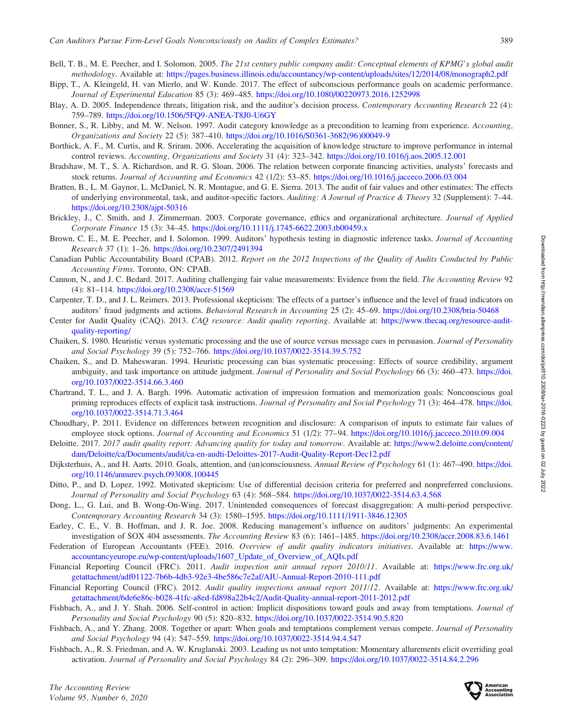Bell, T. B., M. E. Peecher, and I. Solomon. 2005. *The 21st century public company audit: Conceptual elements of KPMG's global audit methodology*. Available at: https://pages.business.illinois.edu/accountancy/wp-content/uploads/sites/12/2014/08/monograph2.pdf

Bipp, T., A. Kleingeld, H. van Mierlo, and W. Kunde. 2017. The effect of subconscious performance goals on academic performance. *Journal of Experimental Education* 85 (3): 469–485. https://doi.org/10.1080/00220973.2016.1252998

Blay, A. D. 2005. Independence threats, litigation risk, and the auditor's decision process. *Contemporary Accounting Research* 22 (4): 759–789. https://doi.org/10.1506/5FQ9-ANEA-T8J0-U6GY

Bonner, S., R. Libby, and M. W. Nelson. 1997. Audit category knowledge as a precondition to learning from experience. *Accounting, Organizations and Society* 22 (5): 387–410. https://doi.org/10.1016/S0361-3682(96)00049-9

Borthick, A. F., M. Curtis, and R. Sriram. 2006. Accelerating the acquisition of knowledge structure to improve performance in internal control reviews. *Accounting, Organizations and Society* 31 (4): 323–342. https://doi.org/10.1016/j.aos.2005.12.001

Bradshaw, M. T., S. A. Richardson, and R. G. Sloan. 2006. The relation between corporate financing activities, analysts' forecasts and stock returns. *Journal of Accounting and Economics* 42 (1/2): 53–85. https://doi.org/10.1016/j.jacceco.2006.03.004

Bratten, B., L. M. Gaynor, L. McDaniel, N. R. Montague, and G. E. Sierra. 2013. The audit of fair values and other estimates: The effects of underlying environmental, task, and auditor-specific factors. *Auditing: A Journal of Practice & Theory* 32 (Supplement): 7–44. https://doi.org/10.2308/ajpt-50316

Brickley, J., C. Smith, and J. Zimmerman. 2003. Corporate governance, ethics and organizational architecture. *Journal of Applied Corporate Finance* 15 (3): 34–45. https://doi.org/10.1111/j.1745-6622.2003.tb00459.x

Brown, C. E., M. E. Peecher, and I. Solomon. 1999. Auditors' hypothesis testing in diagnostic inference tasks. *Journal of Accounting Research* 37 (1): 1–26. https://doi.org/10.2307/2491394

Canadian Public Accountability Board (CPAB). 2012. *Report on the 2012 Inspections of the Quality of Audits Conducted by Public Accounting Firms*. Toronto, ON: CPAB.

Cannon, N., and J. C. Bedard. 2017. Auditing challenging fair value measurements: Evidence from the field. *The Accounting Review* 92 (4): 81–114. https://doi.org/10.2308/accr-51569

Carpenter, T. D., and J. L. Reimers. 2013. Professional skepticism: The effects of a partner's influence and the level of fraud indicators on auditors' fraud judgments and actions. *Behavioral Research in Accounting* 25 (2): 45–69. https://doi.org/10.2308/bria-50468

Center for Audit Quality (CAQ). 2013. *CAQ resource: Audit quality reporting*. Available at: https://www.thecaq.org/resource-audit-quality-reporting/

Chaiken, S. 1980. Heuristic versus systematic processing and the use of source versus message cues in persuasion. *Journal of Personality and Social Psychology* 39 (5): 752–766. https://doi.org/10.1037/0022-3514.39.5.752

Chaiken, S., and D. Maheswaran. 1994. Heuristic processing can bias systematic processing: Effects of source credibility, argument ambiguity, and task importance on attitude judgment. *Journal of Personality and Social Psychology* 66 (3): 460–473. https://doi.org/10.1037/0022-3514.66.3.460

Chartrand, T. L., and J. A. Bargh. 1996. Automatic activation of impression formation and memorization goals: Nonconscious goal priming reproduces effects of explicit task instructions. *Journal of Personality and Social Psychology* 71 (3): 464–478. https://doi.org/10.1037/0022-3514.71.3.464

Choudhary, P. 2011. Evidence on differences between recognition and disclosure: A comparison of inputs to estimate fair values of employee stock options. *Journal of Accounting and Economics* 51 (1/2): 77–94. https://doi.org/10.1016/j.jacceco.2010.09.004

Deloitte. 2017. *2017 audit quality report: Advancing quality for today and tomorrow*. Available at: https://www2.deloitte.com/content/dam/Deloitte/ca/Documents/audit/ca-en-audti-Deloittes-2017-Audit-Quality-Report-Dec12.pdf

Dijksterhuis, A., and H. Aarts. 2010. Goals, attention, and (un)consciousness. *Annual Review of Psychology* 61 (1): 467–490. https://doi.org/10.1146/annurev.psych.093008.100445

Ditto, P., and D. Lopez. 1992. Motivated skepticism: Use of differential decision criteria for preferred and nonpreferred conclusions. *Journal of Personality and Social Psychology* 63 (4): 568–584. https://doi.org/10.1037/0022-3514.63.4.568

Dong, L., G. Lui, and B. Wong-On-Wing. 2017. Unintended consequences of forecast disaggregation: A multi-period perspective. *Contemporary Accounting Research* 34 (3): 1580–1595. https://doi.org/10.1111/1911-3846.12305

Earley, C. E., V. B. Hoffman, and J. R. Joe. 2008. Reducing management's influence on auditors' judgments: An experimental investigation of SOX 404 assessments. *The Accounting Review* 83 (6): 1461–1485. https://doi.org/10.2308/accr.2008.83.6.1461

Federation of European Accountants (FEE). 2016. *Overview of audit quality indicators initiatives*. Available at: https://www.accountancyeurope.eu/wp-content/uploads/1607_Update_of_Overview_of_AQIs.pdf

Financial Reporting Council (FRC). 2011. *Audit inspection unit annual report 2010/11*. Available at: https://www.frc.org.uk/getattachment/adf01122-7b6b-4db3-92e3-4be586c7e2af/AIU-Annual-Report-2010-111.pdf

Financial Reporting Council (FRC). 2012. *Audit quality inspections annual report 2011/12*. Available at: https://www.frc.org.uk/getattachment/6de6e86c-b028-41fc-a8ed-fd898a22b4c2/Audit-Quality-annual-report-2011-2012.pdf

Fishbach, A., and J. Y. Shah. 2006. Self-control in action: Implicit dispositions toward goals and away from temptations. *Journal of Personality and Social Psychology* 90 (5): 820–832. https://doi.org/10.1037/0022-3514.90.5.820

Fishbach, A., and Y. Zhang. 2008. Together or apart: When goals and temptations complement versus compete. *Journal of Personality and Social Psychology* 94 (4): 547–559. https://doi.org/10.1037/0022-3514.94.4.547

Fishbach, A., R. S. Friedman, and A. W. Kruglanski. 2003. Leading us not unto temptation: Momentary allurements elicit overriding goal activation. *Journal of Personality and Social Psychology* 84 (2): 296–309. https://doi.org/10.1037/0022-3514.84.2.296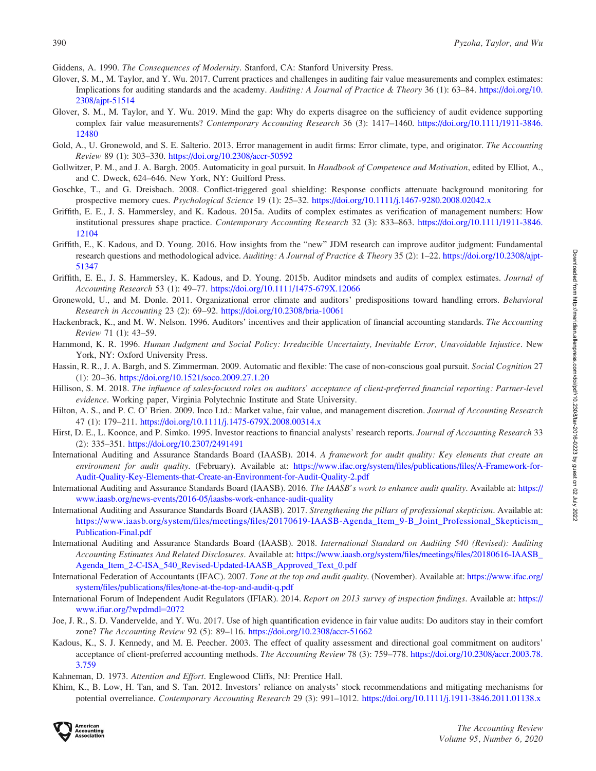Giddens, A. 1990. *The Consequences of Modernity*. Stanford, CA: Stanford University Press.

Glover, S. M., M. Taylor, and Y. Wu. 2017. Current practices and challenges in auditing fair value measurements and complex estimates: Implications for auditing standards and the academy. *Auditing: A Journal of Practice & Theory* 36 (1): 63–84. https://doi.org/10.2308/ajpt-51514

Glover, S. M., M. Taylor, and Y. Wu. 2019. Mind the gap: Why do experts disagree on the sufficiency of audit evidence supporting complex fair value measurements? *Contemporary Accounting Research* 36 (3): 1417–1460. https://doi.org/10.1111/1911-3846.12480

Gold, A., U. Gronewold, and S. E. Salterio. 2013. Error management in audit firms: Error climate, type, and originator. *The Accounting Review* 89 (1): 303–330. https://doi.org/10.2308/accr-50592

Gollwitzer, P. M., and J. A. Bargh. 2005. Automaticity in goal pursuit. In *Handbook of Competence and Motivation*, edited by Elliot, A., and C. Dweck, 624–646. New York, NY: Guilford Press.

Goschke, T., and G. Dreisbach. 2008. Conflict-triggered goal shielding: Response conflicts attenuate background monitoring for prospective memory cues. *Psychological Science* 19 (1): 25–32. https://doi.org/10.1111/j.1467-9280.2008.02042.x

Griffith, E. E., J. S. Hammersley, and K. Kadous. 2015a. Audits of complex estimates as verification of management numbers: How institutional pressures shape practice. *Contemporary Accounting Research* 32 (3): 833–863. https://doi.org/10.1111/1911-3846.12104

Griffith, E., K. Kadous, and D. Young. 2016. How insights from the "new" JDM research can improve auditor judgment: Fundamental research questions and methodological advice. *Auditing: A Journal of Practice & Theory* 35 (2): 1–22. https://doi.org/10.2308/ajpt-51347

Griffith, E. E., J. S. Hammersley, K. Kadous, and D. Young. 2015b. Auditor mindsets and audits of complex estimates. *Journal of Accounting Research* 53 (1): 49–77. https://doi.org/10.1111/1475-679X.12066

Gronewold, U., and M. Donle. 2011. Organizational error climate and auditors' predispositions toward handling errors. *Behavioral Research in Accounting* 23 (2): 69–92. https://doi.org/10.2308/bria-10061

Hackenbrack, K., and M. W. Nelson. 1996. Auditors' incentives and their application of financial accounting standards. *The Accounting Review* 71 (1): 43–59.

Hammond, K. R. 1996. *Human Judgment and Social Policy: Irreducible Uncertainty, Inevitable Error, Unavoidable Injustice*. New York, NY: Oxford University Press.

Hassin, R. R., J. A. Bargh, and S. Zimmerman. 2009. Automatic and flexible: The case of non-conscious goal pursuit. *Social Cognition* 27 (1): 20–36. https://doi.org/10.1521/soco.2009.27.1.20

Hillison, S. M. 2018. *The influence of sales-focused roles on auditors' acceptance of client-preferred financial reporting: Partner-level evidence*. Working paper, Virginia Polytechnic Institute and State University.

Hilton, A. S., and P. C. O' Brien. 2009. Inco Ltd.: Market value, fair value, and management discretion. *Journal of Accounting Research* 47 (1): 179–211. https://doi.org/10.1111/j.1475-679X.2008.00314.x

Hirst, D. E., L. Koonce, and P. Simko. 1995. Investor reactions to financial analysts' research reports. *Journal of Accounting Research* 33 (2): 335–351. https://doi.org/10.2307/2491491

International Auditing and Assurance Standards Board (IAASB). 2014. *A framework for audit quality: Key elements that create an environment for audit quality*. (February). Available at: https://www.ifac.org/system/files/publications/files/A-Framework-for-Audit-Quality-Key-Elements-that-Create-an-Environment-for-Audit-Quality-2.pdf

International Auditing and Assurance Standards Board (IAASB). 2016. *The IAASB's work to enhance audit quality*. Available at: https://www.iaasb.org/news-events/2016-05/iaasbs-work-enhance-audit-quality

International Auditing and Assurance Standards Board (IAASB). 2017. *Strengthening the pillars of professional skepticism*. Available at: https://www.iaasb.org/system/files/meetings/files/20170619-IAASB-Agenda_Item_9-B_Joint_Professional_Skepticism_Publication-Final.pdf

International Auditing and Assurance Standards Board (IAASB). 2018. *International Standard on Auditing 540 (Revised): Auditing Accounting Estimates And Related Disclosures*. Available at: https://www.iaasb.org/system/files/meetings/files/20180616-IAASB_Agenda_Item_2-C-ISA_540_Revised-Updated-IAASB_Approved_Text_0.pdf

International Federation of Accountants (IFAC). 2007. *Tone at the top and audit quality*. (November). Available at: https://www.ifac.org/system/files/publications/files/tone-at-the-top-and-audit-q.pdf

International Forum of Independent Audit Regulators (IFIAR). 2014. *Report on 2013 survey of inspection findings*. Available at: https://www.ifiar.org/?wpdmdl=2072

Joe, J. R., S. D. Vandervelde, and Y. Wu. 2017. Use of high quantification evidence in fair value audits: Do auditors stay in their comfort zone? *The Accounting Review* 92 (5): 89–116. https://doi.org/10.2308/accr-51662

Kadous, K., S. J. Kennedy, and M. E. Peecher. 2003. The effect of quality assessment and directional goal commitment on auditors' acceptance of client-preferred accounting methods. *The Accounting Review* 78 (3): 759–778. https://doi.org/10.2308/accr.2003.78.3.759

Kahneman, D. 1973. *Attention and Effort*. Englewood Cliffs, NJ: Prentice Hall.

Khim, K., B. Low, H. Tan, and S. Tan. 2012. Investors' reliance on analysts' stock recommendations and mitigating mechanisms for potential overreliance. *Contemporary Accounting Research* 29 (3): 991–1012. https://doi.org/10.1111/j.1911-3846.2011.01138.x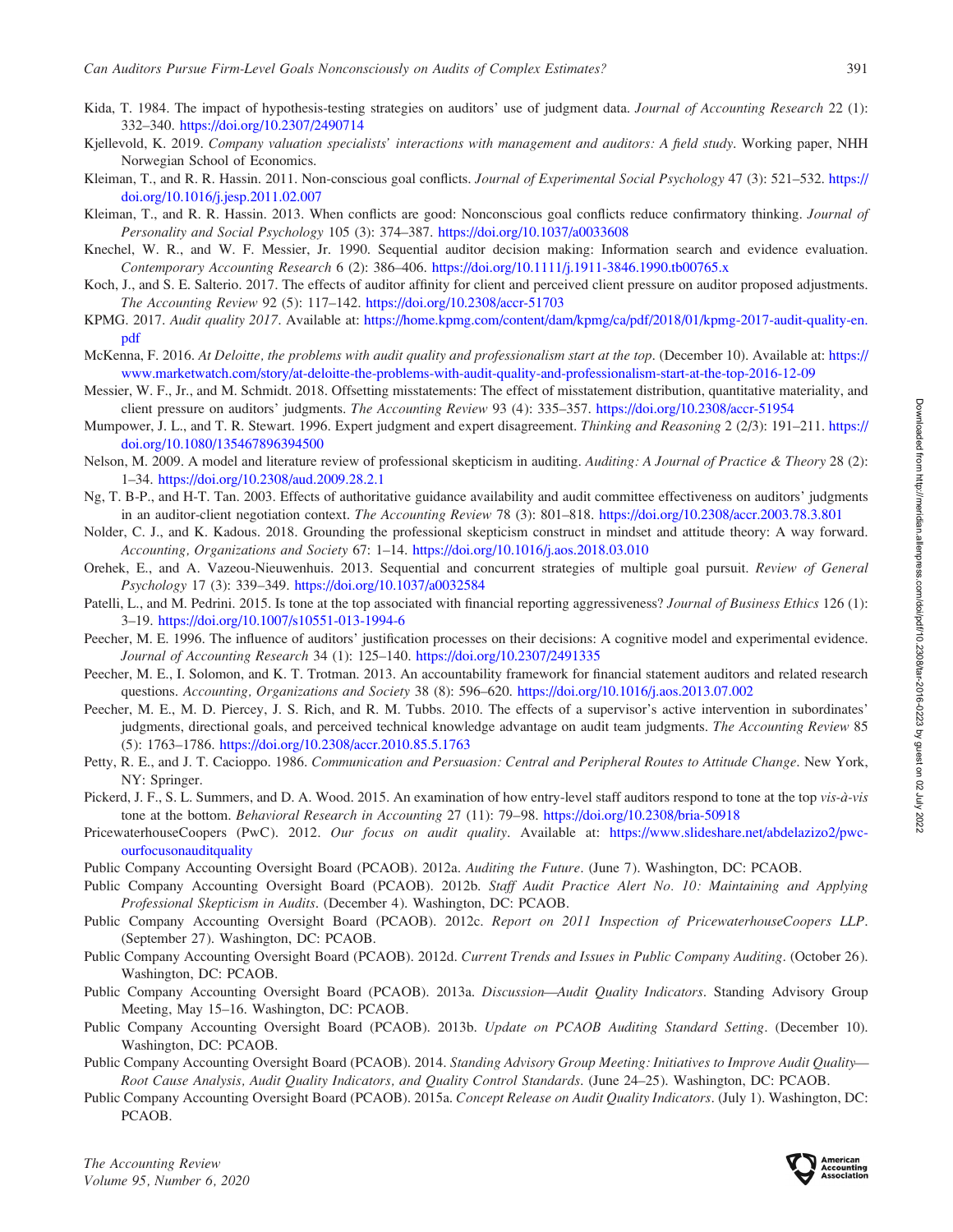Kida, T. 1984. The impact of hypothesis-testing strategies on auditors' use of judgment data. *Journal of Accounting Research* 22 (1): 332–340. https://doi.org/10.2307/2490714

Kjellevold, K. 2019. *Company valuation specialists' interactions with management and auditors: A field study*. Working paper, NHH Norwegian School of Economics.

Kleiman, T., and R. R. Hassin. 2011. Non-conscious goal conflicts. *Journal of Experimental Social Psychology* 47 (3): 521–532. https://doi.org/10.1016/j.jesp.2011.02.007

Kleiman, T., and R. R. Hassin. 2013. When conflicts are good: Nonconscious goal conflicts reduce confirmatory thinking. *Journal of Personality and Social Psychology* 105 (3): 374–387. https://doi.org/10.1037/a0033608

Knechel, W. R., and W. F. Messier, Jr. 1990. Sequential auditor decision making: Information search and evidence evaluation. *Contemporary Accounting Research* 6 (2): 386–406. https://doi.org/10.1111/j.1911-3846.1990.tb00765.x

Koch, J., and S. E. Salterio. 2017. The effects of auditor affinity for client and perceived client pressure on auditor proposed adjustments. *The Accounting Review* 92 (5): 117–142. https://doi.org/10.2308/accr-51703

KPMG. 2017. *Audit quality 2017*. Available at: https://home.kpmg.com/content/dam/kpmg/ca/pdf/2018/01/kpmg-2017-audit-quality-en.pdf

McKenna, F. 2016. *At Deloitte, the problems with audit quality and professionalism start at the top*. (December 10). Available at: https://www.marketwatch.com/story/at-deloitte-the-problems-with-audit-quality-and-professionalism-start-at-the-top-2016-12-09

Messier, W. F., Jr., and M. Schmidt. 2018. Offsetting misstatements: The effect of misstatement distribution, quantitative materiality, and client pressure on auditors' judgments. *The Accounting Review* 93 (4): 335–357. https://doi.org/10.2308/accr-51954

Mumpower, J. L., and T. R. Stewart. 1996. Expert judgment and expert disagreement. *Thinking and Reasoning* 2 (2/3): 191–211. https://doi.org/10.1080/135467896394500

Nelson, M. 2009. A model and literature review of professional skepticism in auditing. *Auditing: A Journal of Practice & Theory* 28 (2): 1–34. https://doi.org/10.2308/aud.2009.28.2.1

Ng, T. B-P., and H-T. Tan. 2003. Effects of authoritative guidance availability and audit committee effectiveness on auditors' judgments in an auditor-client negotiation context. *The Accounting Review* 78 (3): 801–818. https://doi.org/10.2308/accr.2003.78.3.801

Nolder, C. J., and K. Kadous. 2018. Grounding the professional skepticism construct in mindset and attitude theory: A way forward. *Accounting, Organizations and Society* 67: 1–14. https://doi.org/10.1016/j.aos.2018.03.010

Orehek, E., and A. Vazeou-Nieuwenhuis. 2013. Sequential and concurrent strategies of multiple goal pursuit. *Review of General Psychology* 17 (3): 339–349. https://doi.org/10.1037/a0032584

Patelli, L., and M. Pedrini. 2015. Is tone at the top associated with financial reporting aggressiveness? *Journal of Business Ethics* 126 (1): 3–19. https://doi.org/10.1007/s10551-013-1994-6

Peecher, M. E. 1996. The influence of auditors' justification processes on their decisions: A cognitive model and experimental evidence. *Journal of Accounting Research* 34 (1): 125–140. https://doi.org/10.2307/2491335

Peecher, M. E., I. Solomon, and K. T. Trotman. 2013. An accountability framework for financial statement auditors and related research questions. *Accounting, Organizations and Society* 38 (8): 596–620. https://doi.org/10.1016/j.aos.2013.07.002

Peecher, M. E., M. D. Piercey, J. S. Rich, and R. M. Tubbs. 2010. The effects of a supervisor's active intervention in subordinates' judgments, directional goals, and perceived technical knowledge advantage on audit team judgments. *The Accounting Review* 85 (5): 1763–1786. https://doi.org/10.2308/accr.2010.85.5.1763

Petty, R. E., and J. T. Cacioppo. 1986. *Communication and Persuasion: Central and Peripheral Routes to Attitude Change*. New York, NY: Springer.

Pickerd, J. F., S. L. Summers, and D. A. Wood. 2015. An examination of how entry-level staff auditors respond to tone at the top *vis-à-vis* tone at the bottom. *Behavioral Research in Accounting* 27 (11): 79–98. https://doi.org/10.2308/bria-50918

PricewaterhouseCoopers (PwC). 2012. *Our focus on audit quality*. Available at: https://www.slideshare.net/abdelazizo2/pwc-ourfocusonauditquality

Public Company Accounting Oversight Board (PCAOB). 2012a. *Auditing the Future*. (June 7). Washington, DC: PCAOB.

Public Company Accounting Oversight Board (PCAOB). 2012b. *Staff Audit Practice Alert No. 10: Maintaining and Applying Professional Skepticism in Audits*. (December 4). Washington, DC: PCAOB.

Public Company Accounting Oversight Board (PCAOB). 2012c. *Report on 2011 Inspection of PricewaterhouseCoopers LLP*. (September 27). Washington, DC: PCAOB.

Public Company Accounting Oversight Board (PCAOB). 2012d. *Current Trends and Issues in Public Company Auditing*. (October 26). Washington, DC: PCAOB.

Public Company Accounting Oversight Board (PCAOB). 2013a. *Discussion—Audit Quality Indicators*. Standing Advisory Group Meeting, May 15–16. Washington, DC: PCAOB.

Public Company Accounting Oversight Board (PCAOB). 2013b. *Update on PCAOB Auditing Standard Setting*. (December 10). Washington, DC: PCAOB.

Public Company Accounting Oversight Board (PCAOB). 2014. *Standing Advisory Group Meeting: Initiatives to Improve Audit Quality—Root Cause Analysis, Audit Quality Indicators, and Quality Control Standards*. (June 24–25). Washington, DC: PCAOB.

Public Company Accounting Oversight Board (PCAOB). 2015a. *Concept Release on Audit Quality Indicators*. (July 1). Washington, DC: PCAOB.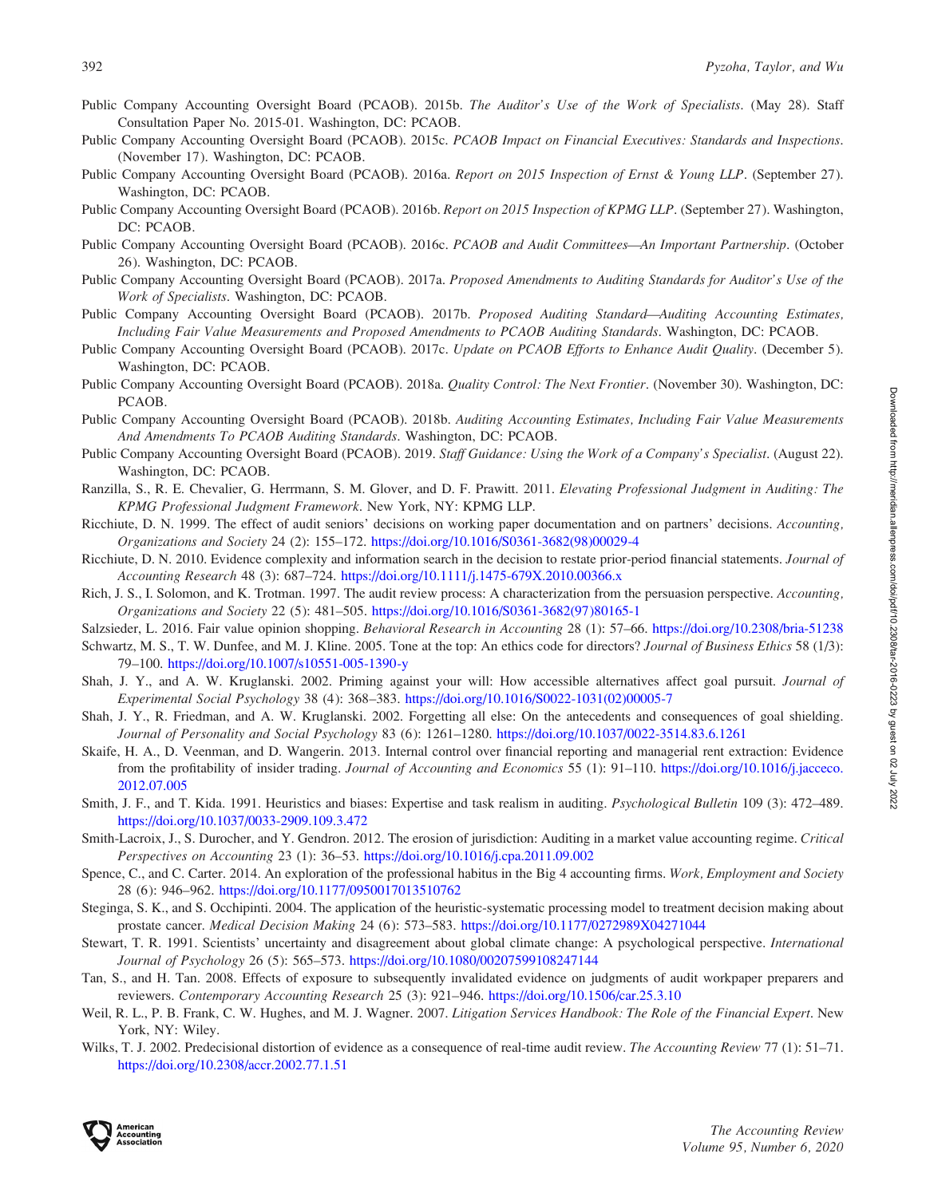Public Company Accounting Oversight Board (PCAOB). 2015b. *The Auditor's Use of the Work of Specialists*. (May 28). Staff Consultation Paper No. 2015-01. Washington, DC: PCAOB.

Public Company Accounting Oversight Board (PCAOB). 2015c. *PCAOB Impact on Financial Executives: Standards and Inspections*. (November 17). Washington, DC: PCAOB.

Public Company Accounting Oversight Board (PCAOB). 2016a. *Report on 2015 Inspection of Ernst & Young LLP*. (September 27). Washington, DC: PCAOB.

Public Company Accounting Oversight Board (PCAOB). 2016b. *Report on 2015 Inspection of KPMG LLP*. (September 27). Washington, DC: PCAOB.

Public Company Accounting Oversight Board (PCAOB). 2016c. *PCAOB and Audit Committees—An Important Partnership*. (October 26). Washington, DC: PCAOB.

Public Company Accounting Oversight Board (PCAOB). 2017a. *Proposed Amendments to Auditing Standards for Auditor's Use of the Work of Specialists*. Washington, DC: PCAOB.

Public Company Accounting Oversight Board (PCAOB). 2017b. *Proposed Auditing Standard—Auditing Accounting Estimates, Including Fair Value Measurements and Proposed Amendments to PCAOB Auditing Standards*. Washington, DC: PCAOB.

Public Company Accounting Oversight Board (PCAOB). 2017c. *Update on PCAOB Efforts to Enhance Audit Quality*. (December 5). Washington, DC: PCAOB.

Public Company Accounting Oversight Board (PCAOB). 2018a. *Quality Control: The Next Frontier*. (November 30). Washington, DC: PCAOB.

Public Company Accounting Oversight Board (PCAOB). 2018b. *Auditing Accounting Estimates, Including Fair Value Measurements And Amendments To PCAOB Auditing Standards*. Washington, DC: PCAOB.

Public Company Accounting Oversight Board (PCAOB). 2019. *Staff Guidance: Using the Work of a Company's Specialist*. (August 22). Washington, DC: PCAOB.

Ranzilla, S., R. E. Chevalier, G. Herrmann, S. M. Glover, and D. F. Prawitt. 2011. *Elevating Professional Judgment in Auditing: The KPMG Professional Judgment Framework*. New York, NY: KPMG LLP.

Ricchiute, D. N. 1999. The effect of audit seniors' decisions on working paper documentation and on partners' decisions. *Accounting, Organizations and Society* 24 (2): 155–172. https://doi.org/10.1016/S0361-3682(98)00029-4

Ricchiute, D. N. 2010. Evidence complexity and information search in the decision to restate prior-period financial statements. *Journal of Accounting Research* 48 (3): 687–724. https://doi.org/10.1111/j.1475-679X.2010.00366.x

Rich, J. S., I. Solomon, and K. Trotman. 1997. The audit review process: A characterization from the persuasion perspective. *Accounting, Organizations and Society* 22 (5): 481–505. https://doi.org/10.1016/S0361-3682(97)80165-1

Salzsieder, L. 2016. Fair value opinion shopping. *Behavioral Research in Accounting* 28 (1): 57–66. https://doi.org/10.2308/bria-51238

Schwartz, M. S., T. W. Dunfee, and M. J. Kline. 2005. Tone at the top: An ethics code for directors? *Journal of Business Ethics* 58 (1/3): 79–100. https://doi.org/10.1007/s10551-005-1390-y

Shah, J. Y., and A. W. Kruglanski. 2002. Priming against your will: How accessible alternatives affect goal pursuit. *Journal of Experimental Social Psychology* 38 (4): 368–383. https://doi.org/10.1016/S0022-1031(02)00005-7

Shah, J. Y., R. Friedman, and A. W. Kruglanski. 2002. Forgetting all else: On the antecedents and consequences of goal shielding. *Journal of Personality and Social Psychology* 83 (6): 1261–1280. https://doi.org/10.1037/0022-3514.83.6.1261

Skaife, H. A., D. Veenman, and D. Wangerin. 2013. Internal control over financial reporting and managerial rent extraction: Evidence from the profitability of insider trading. *Journal of Accounting and Economics* 55 (1): 91–110. https://doi.org/10.1016/j.jacceco.2012.07.005

Smith, J. F., and T. Kida. 1991. Heuristics and biases: Expertise and task realism in auditing. *Psychological Bulletin* 109 (3): 472–489. https://doi.org/10.1037/0033-2909.109.3.472

Smith-Lacroix, J., S. Durocher, and Y. Gendron. 2012. The erosion of jurisdiction: Auditing in a market value accounting regime. *Critical Perspectives on Accounting* 23 (1): 36–53. https://doi.org/10.1016/j.cpa.2011.09.002

Spence, C., and C. Carter. 2014. An exploration of the professional habitus in the Big 4 accounting firms. *Work, Employment and Society* 28 (6): 946–962. https://doi.org/10.1177/0950017013510762

Steginga, S. K., and S. Occhipinti. 2004. The application of the heuristic-systematic processing model to treatment decision making about prostate cancer. *Medical Decision Making* 24 (6): 573–583. https://doi.org/10.1177/0272989X04271044

Stewart, T. R. 1991. Scientists' uncertainty and disagreement about global climate change: A psychological perspective. *International Journal of Psychology* 26 (5): 565–573. https://doi.org/10.1080/00207599108247144

Tan, S., and H. Tan. 2008. Effects of exposure to subsequently invalidated evidence on judgments of audit workpaper preparers and reviewers. *Contemporary Accounting Research* 25 (3): 921–946. https://doi.org/10.1506/car.25.3.10

Weil, R. L., P. B. Frank, C. W. Hughes, and M. J. Wagner. 2007. *Litigation Services Handbook: The Role of the Financial Expert*. New York, NY: Wiley.

Wilks, T. J. 2002. Predecisional distortion of evidence as a consequence of real-time audit review. *The Accounting Review* 77 (1): 51–71. https://doi.org/10.2308/accr.2002.77.1.51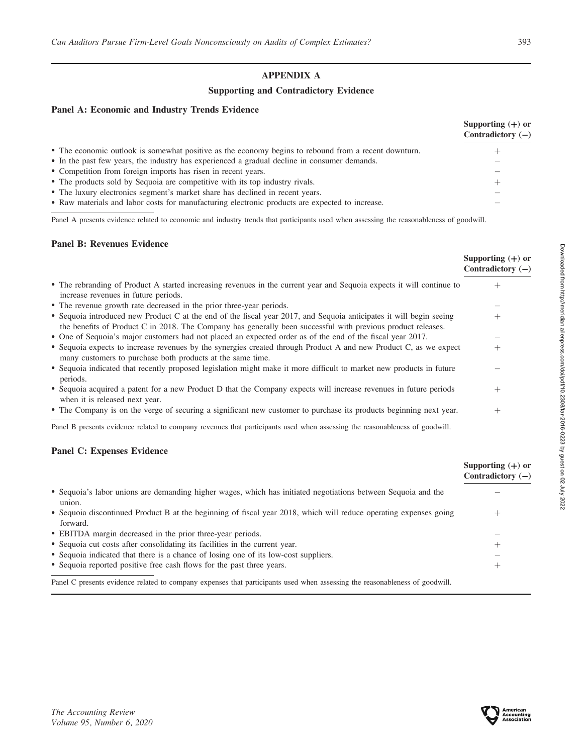## APPENDIX A

### Supporting and Contradictory Evidence

#### Panel A: Economic and Industry Trends Evidence

| | Supporting (+) or Contradictory (−) |
|---|---|
| • The economic outlook is somewhat positive as the economy begins to rebound from a recent downturn. | + |
| • In the past few years, the industry has experienced a gradual decline in consumer demands. | − |
| • Competition from foreign imports has risen in recent years. | − |
| • The products sold by Sequoia are competitive with its top industry rivals. | + |
| • The luxury electronics segment's market share has declined in recent years. | − |
| • Raw materials and labor costs for manufacturing electronic products are expected to increase. | − |

Panel A presents evidence related to economic and industry trends that participants used when assessing the reasonableness of goodwill.

#### Panel B: Revenues Evidence

| | Supporting (+) or Contradictory (−) |
|---|---|
| • The rebranding of Product A started increasing revenues in the current year and Sequoia expects it will continue to increase revenues in future periods. | + |
| • The revenue growth rate decreased in the prior three-year periods. | − |
| • Sequoia introduced new Product C at the end of the fiscal year 2017, and Sequoia anticipates it will begin seeing the benefits of Product C in 2018. The Company has generally been successful with previous product releases. | + |
| • One of Sequoia's major customers had not placed an expected order as of the end of the fiscal year 2017. | − |
| • Sequoia expects to increase revenues by the synergies created through Product A and new Product C, as we expect many customers to purchase both products at the same time. | + |
| • Sequoia indicated that recently proposed legislation might make it more difficult to market new products in future periods. | − |
| • Sequoia acquired a patent for a new Product D that the Company expects will increase revenues in future periods when it is released next year. | + |
| • The Company is on the verge of securing a significant new customer to purchase its products beginning next year. | + |

Panel B presents evidence related to company revenues that participants used when assessing the reasonableness of goodwill.

#### Panel C: Expenses Evidence

| | Supporting (+) or Contradictory (−) |
|---|---|
| • Sequoia's labor unions are demanding higher wages, which has initiated negotiations between Sequoia and the union. | − |
| • Sequoia discontinued Product B at the beginning of fiscal year 2018, which will reduce operating expenses going forward. | + |
| • EBITDA margin decreased in the prior three-year periods. | − |
| • Sequoia cut costs after consolidating its facilities in the current year. | + |
| • Sequoia indicated that there is a chance of losing one of its low-cost suppliers. | − |
| • Sequoia reported positive free cash flows for the past three years. | + |

Panel C presents evidence related to company expenses that participants used when assessing the reasonableness of goodwill.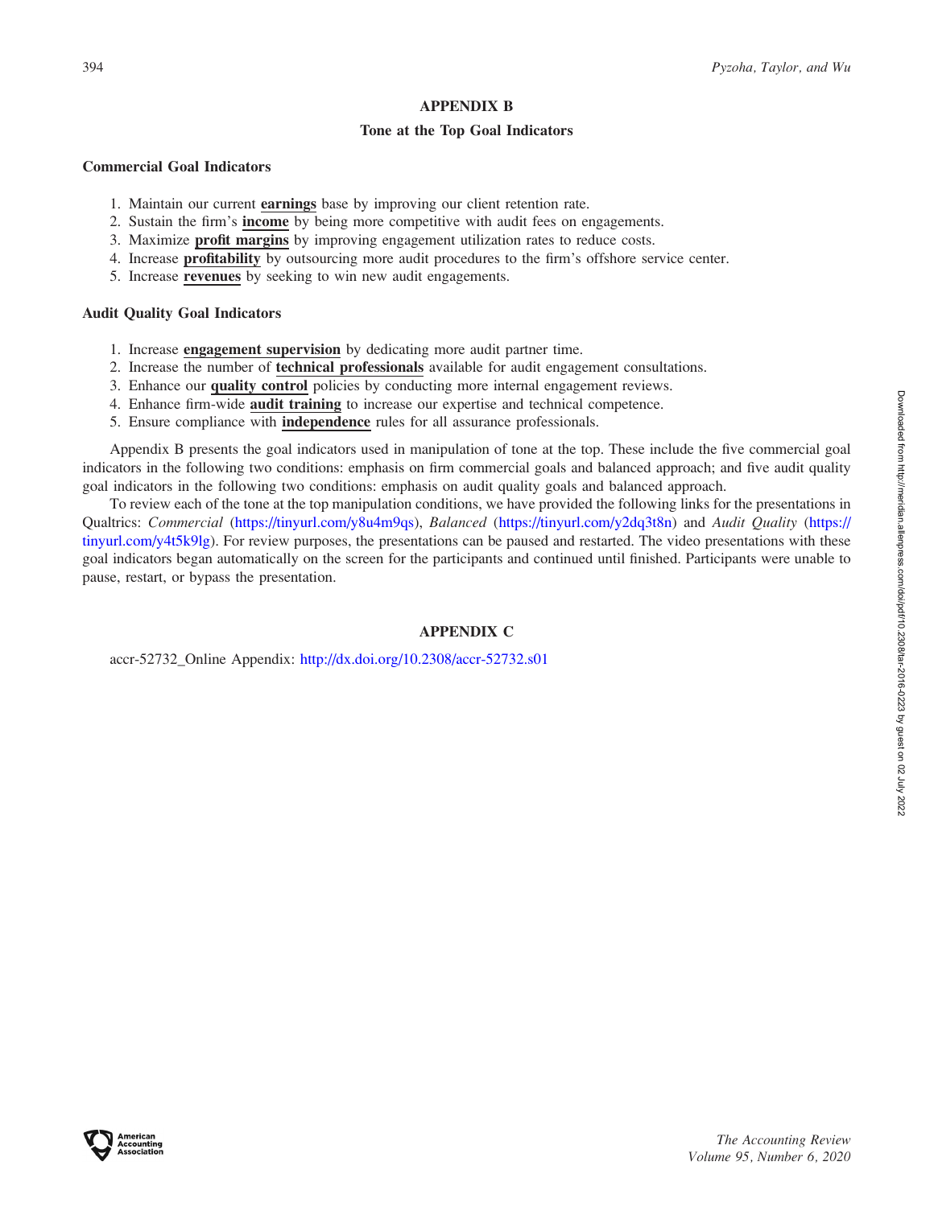## APPENDIX B

### Tone at the Top Goal Indicators

**Commercial Goal Indicators**

1. Maintain our current **earnings** base by improving our client retention rate.
2. Sustain the firm's **income** by being more competitive with audit fees on engagements.
3. Maximize **profit margins** by improving engagement utilization rates to reduce costs.
4. Increase **profitability** by outsourcing more audit procedures to the firm's offshore service center.
5. Increase **revenues** by seeking to win new audit engagements.

**Audit Quality Goal Indicators**

1. Increase **engagement supervision** by dedicating more audit partner time.
2. Increase the number of **technical professionals** available for audit engagement consultations.
3. Enhance our **quality control** policies by conducting more internal engagement reviews.
4. Enhance firm-wide **audit training** to increase our expertise and technical competence.
5. Ensure compliance with **independence** rules for all assurance professionals.

Appendix B presents the goal indicators used in manipulation of tone at the top. These include the five commercial goal indicators in the following two conditions: emphasis on firm commercial goals and balanced approach; and five audit quality goal indicators in the following two conditions: emphasis on audit quality goals and balanced approach.

To review each of the tone at the top manipulation conditions, we have provided the following links for the presentations in Qualtrics: *Commercial* (https://tinyurl.com/y8u4m9qs), *Balanced* (https://tinyurl.com/y2dq3t8n) and *Audit Quality* (https://tinyurl.com/y4t5k9lg). For review purposes, the presentations can be paused and restarted. The video presentations with these goal indicators began automatically on the screen for the participants and continued until finished. Participants were unable to pause, restart, or bypass the presentation.

## APPENDIX C

accr-52732_Online Appendix: http://dx.doi.org/10.2308/accr-52732.s01